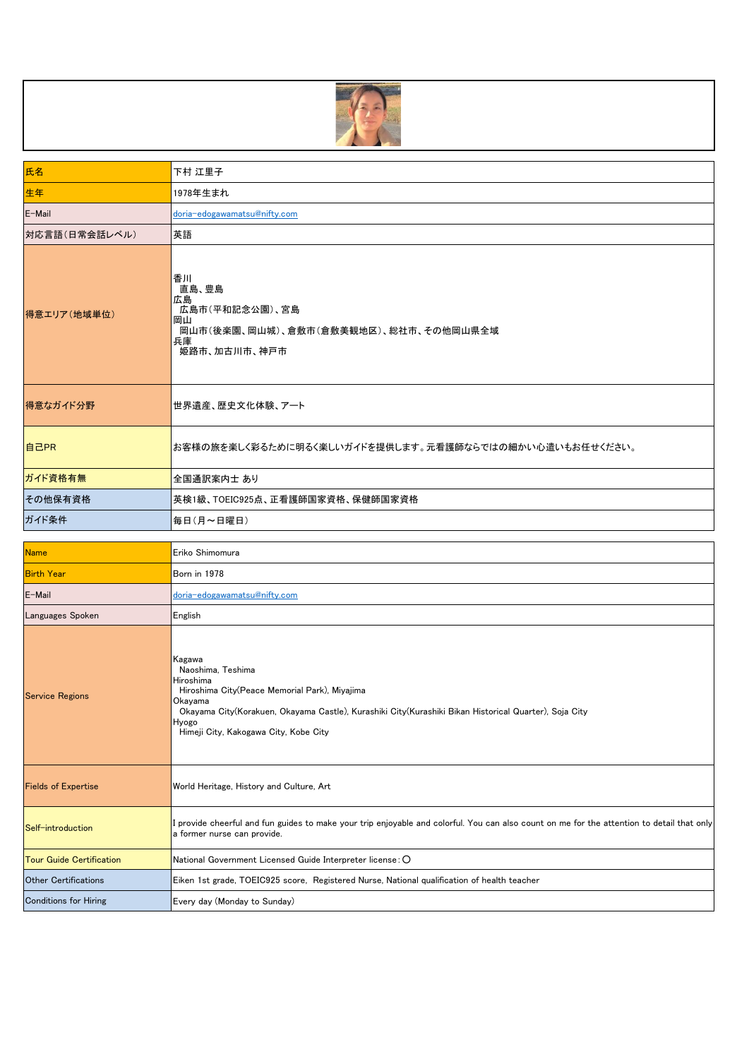| 氏名 | 下村 江里子 |
|---|---|
| 生年 | 1978年生まれ |
| E-Mail | doria-edogawamatsu@nifty.com |
| 対応言語（日常会話レベル） | 英語 |
| 得意エリア（地域単位） | 香川<br>直島、豊島<br>広島<br>広島市（平和記念公園）、宮島<br>岡山<br>岡山市（後楽園、岡山城）、倉敷市（倉敷美観地区）、総社市、その他岡山県全域<br>兵庫<br>姫路市、加古川市、神戸市 |
| 得意なガイド分野 | 世界遺産、歴史文化体験、アート |
| 自己PR | お客様の旅を楽しく彩るために明るく楽しいガイドを提供します。元看護師ならではの細かい心遣いもお任せください。 |
| ガイド資格有無 | 全国通訳案内士 あり |
| その他保有資格 | 英検1級、TOEIC925点、正看護師国家資格、保健師国家資格 |
| ガイド条件 | 毎日（月～日曜日） |

| Name | Eriko Shimomura |
|---|---|
| Birth Year | Born in 1978 |
| E-Mail | doria-edogawamatsu@nifty.com |
| Languages Spoken | English |
| Service Regions | Kagawa<br>Naoshima, Teshima<br>Hiroshima<br>Hiroshima City(Peace Memorial Park), Miyajima<br>Okayama<br>Okayama City(Korakuen, Okayama Castle), Kurashiki City(Kurashiki Bikan Historical Quarter), Soja City<br>Hyogo<br>Himeji City, Kakogawa City, Kobe City |
| Fields of Expertise | World Heritage, History and Culture, Art |
| Self-introduction | I provide cheerful and fun guides to make your trip enjoyable and colorful. You can also count on me for the attention to detail that only a former nurse can provide. |
| Tour Guide Certification | National Government Licensed Guide Interpreter license : ○ |
| Other Certifications | Eiken 1st grade, TOEIC925 score, Registered Nurse, National qualification of health teacher |
| Conditions for Hiring | Every day (Monday to Sunday) |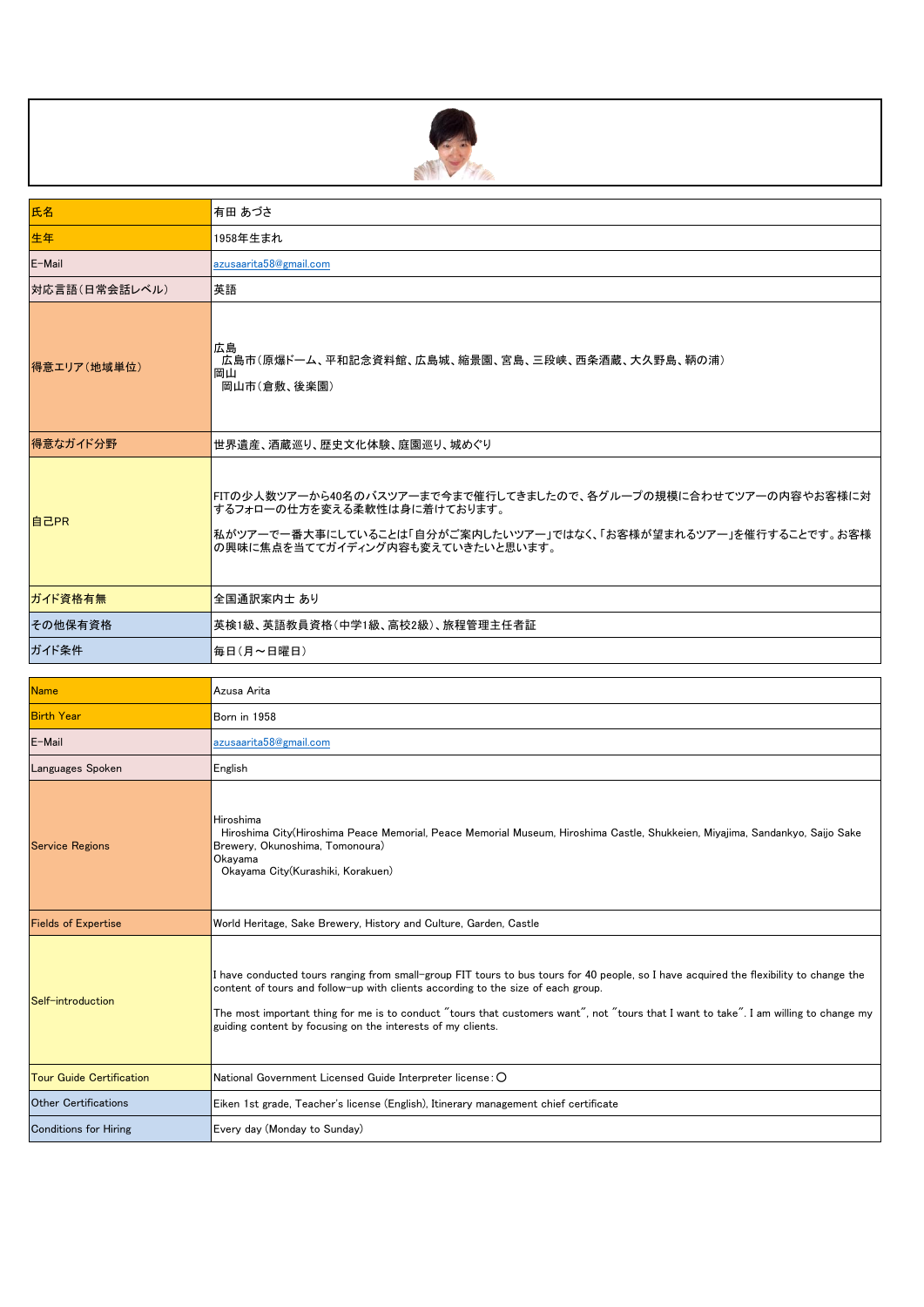| 氏名 | 有田 あづさ |
| --- | --- |
| 生年 | 1958年生まれ |
| E-Mail | azusaarita58@gmail.com |
| 対応言語（日常会話レベル） | 英語 |
| 得意エリア（地域単位） | 広島<br>広島市（原爆ドーム、平和記念資料館、広島城、縮景園、宮島、三段峡、西条酒蔵、大久野島、鞆の浦）<br>岡山<br>岡山市（倉敷、後楽園） |
| 得意なガイド分野 | 世界遺産、酒蔵巡り、歴史文化体験、庭園巡り、城めぐり |
| 自己PR | FITの少人数ツアーから40名のバスツアーまで今まで催行してきましたので、各グループの規模に合わせてツアーの内容やお客様に対するフォローの仕方を変える柔軟性は身に着けております。<br>私がツアーで一番大事にしていることは「自分がご案内したいツアー」ではなく、「お客様が望まれるツアー」を催行することです。お客様の興味に焦点を当ててガイディング内容も変えていきたいと思います。 |
| ガイド資格有無 | 全国通訳案内士 あり |
| その他保有資格 | 英検1級、英語教員資格（中学1級、高校2級）、旅程管理主任者証 |
| ガイド条件 | 毎日（月～日曜日） |

| Name | Azusa Arita |
| --- | --- |
| Birth Year | Born in 1958 |
| E-Mail | azusaarita58@gmail.com |
| Languages Spoken | English |
| Service Regions | Hiroshima<br>Hiroshima City(Hiroshima Peace Memorial, Peace Memorial Museum, Hiroshima Castle, Shukkeien, Miyajima, Sandankyo, Saijo Sake Brewery, Okunoshima, Tomonoura)<br>Okayama<br>Okayama City(Kurashiki, Korakuen) |
| Fields of Expertise | World Heritage, Sake Brewery, History and Culture, Garden, Castle |
| Self-introduction | I have conducted tours ranging from small-group FIT tours to bus tours for 40 people, so I have acquired the flexibility to change the content of tours and follow-up with clients according to the size of each group.<br>The most important thing for me is to conduct "tours that customers want", not "tours that I want to take". I am willing to change my guiding content by focusing on the interests of my clients. |
| Tour Guide Certification | National Government Licensed Guide Interpreter license：〇 |
| Other Certifications | Eiken 1st grade, Teacher's license (English), Itinerary management chief certificate |
| Conditions for Hiring | Every day (Monday to Sunday) |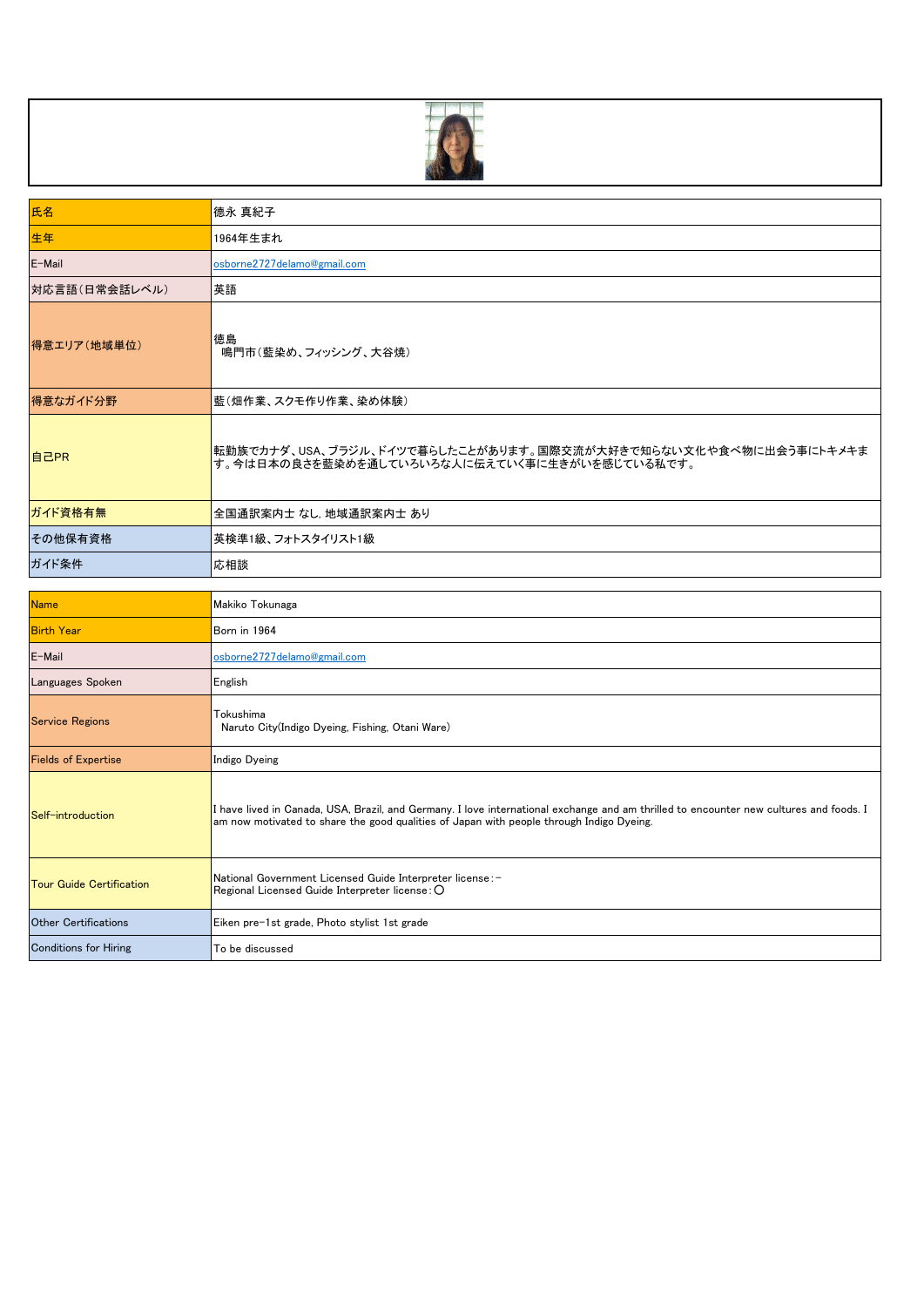| 氏名 | 徳永 真紀子 |
|---|---|
| 生年 | 1964年生まれ |
| E-Mail | osborne2727delamo@gmail.com |
| 対応言語（日常会話レベル） | 英語 |
| 得意エリア（地域単位） | 徳島<br>鳴門市（藍染め、フィッシング、大谷焼） |
| 得意なガイド分野 | 藍（畑作業、スクモ作り作業、染め体験） |
| 自己PR | 転勤族でカナダ、USA、ブラジル、ドイツで暮らしたことがあります。国際交流が大好きで知らない文化や食べ物に出会う事にトキメキます。今は日本の良さを藍染めを通していろいろな人に伝えていく事に生きがいを感じている私です。 |
| ガイド資格有無 | 全国通訳案内士 なし, 地域通訳案内士 あり |
| その他保有資格 | 英検準1級、フォトスタイリスト1級 |
| ガイド条件 | 応相談 |

| Name | Makiko Tokunaga |
|---|---|
| Birth Year | Born in 1964 |
| E-Mail | osborne2727delamo@gmail.com |
| Languages Spoken | English |
| Service Regions | Tokushima<br>Naruto City(Indigo Dyeing, Fishing, Otani Ware) |
| Fields of Expertise | Indigo Dyeing |
| Self-introduction | I have lived in Canada, USA, Brazil, and Germany. I love international exchange and am thrilled to encounter new cultures and foods. I am now motivated to share the good qualities of Japan with people through Indigo Dyeing. |
| Tour Guide Certification | National Government Licensed Guide Interpreter license：－<br>Regional Licensed Guide Interpreter license：〇 |
| Other Certifications | Eiken pre-1st grade, Photo stylist 1st grade |
| Conditions for Hiring | To be discussed |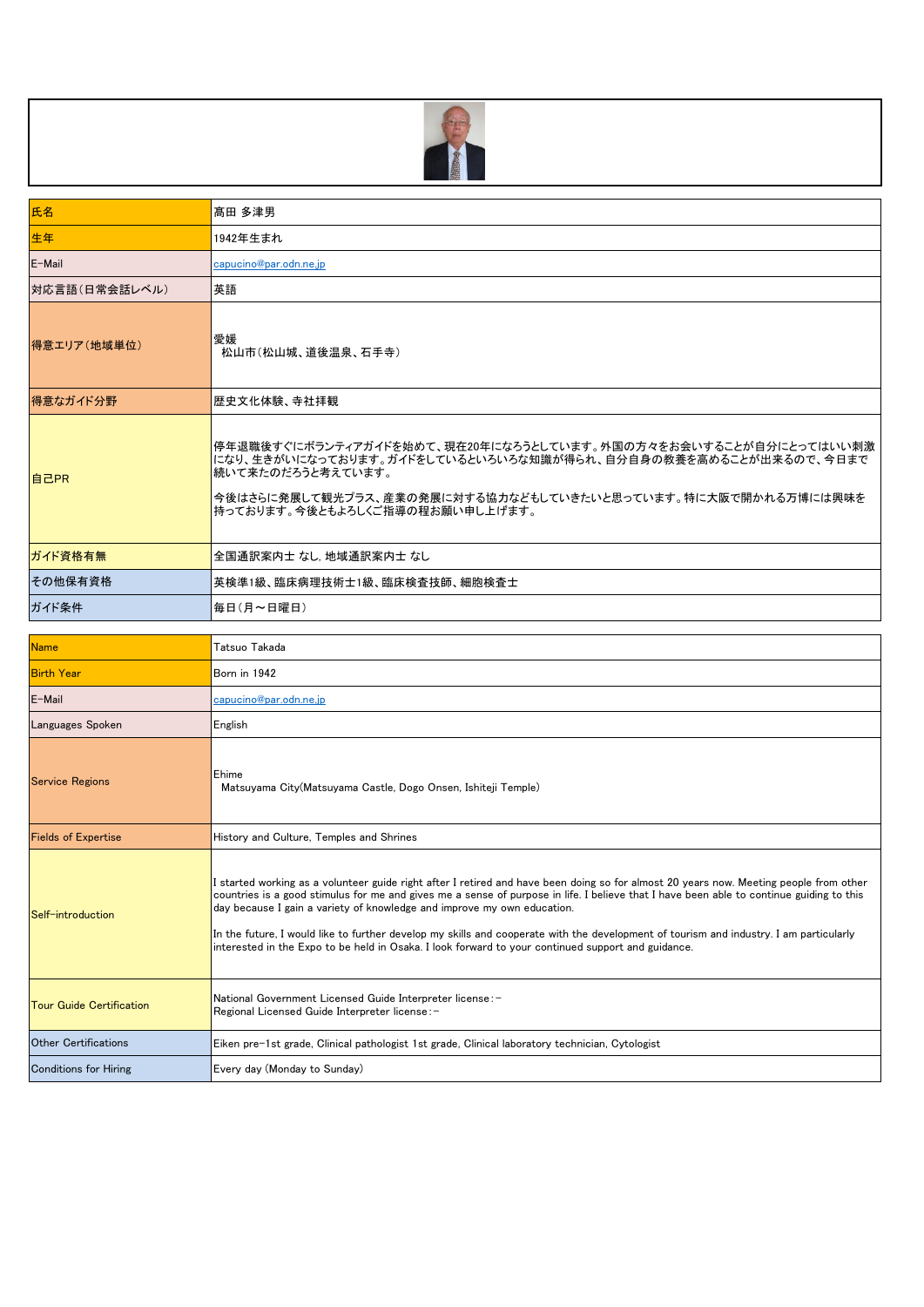| 氏名 | 高田 多津男 |
| --- | --- |
| 生年 | 1942年生まれ |
| E-Mail | capucino@par.odn.ne.jp |
| 対応言語（日常会話レベル） | 英語 |
| 得意エリア（地域単位） | 愛媛<br>松山市（松山城、道後温泉、石手寺） |
| 得意なガイド分野 | 歴史文化体験、寺社拝観 |
| 自己PR | 停年退職後すぐにボランティアガイドを始めて、現在20年になろうとしています。外国の方々をお会いすることが自分にとってはいい刺激になり、生きがいになっております。ガイドをしているといろいろな知識が得られ、自分自身の教養を高めることが出来るので、今日まで続いて来たのだろうと考えています。<br><br>今後はさらに発展して観光プラス、産業の発展に対する協力などもしていきたいと思っています。特に大阪で開かれる万博には興味を持っております。今後ともよろしくご指導の程お願い申し上げます。 |
| ガイド資格有無 | 全国通訳案内士 なし, 地域通訳案内士 なし |
| その他保有資格 | 英検準1級、臨床病理技術士1級、臨床検査技師、細胞検査士 |
| ガイド条件 | 毎日（月～日曜日） |

| Name | Tatsuo Takada |
| --- | --- |
| Birth Year | Born in 1942 |
| E-Mail | capucino@par.odn.ne.jp |
| Languages Spoken | English |
| Service Regions | Ehime<br>Matsuyama City(Matsuyama Castle, Dogo Onsen, Ishiteji Temple) |
| Fields of Expertise | History and Culture, Temples and Shrines |
| Self-introduction | I started working as a volunteer guide right after I retired and have been doing so for almost 20 years now. Meeting people from other countries is a good stimulus for me and gives me a sense of purpose in life. I believe that I have been able to continue guiding to this day because I gain a variety of knowledge and improve my own education.<br><br>In the future, I would like to further develop my skills and cooperate with the development of tourism and industry. I am particularly interested in the Expo to be held in Osaka. I look forward to your continued support and guidance. |
| Tour Guide Certification | National Government Licensed Guide Interpreter license：－<br>Regional Licensed Guide Interpreter license：－ |
| Other Certifications | Eiken pre-1st grade, Clinical pathologist 1st grade, Clinical laboratory technician, Cytologist |
| Conditions for Hiring | Every day (Monday to Sunday) |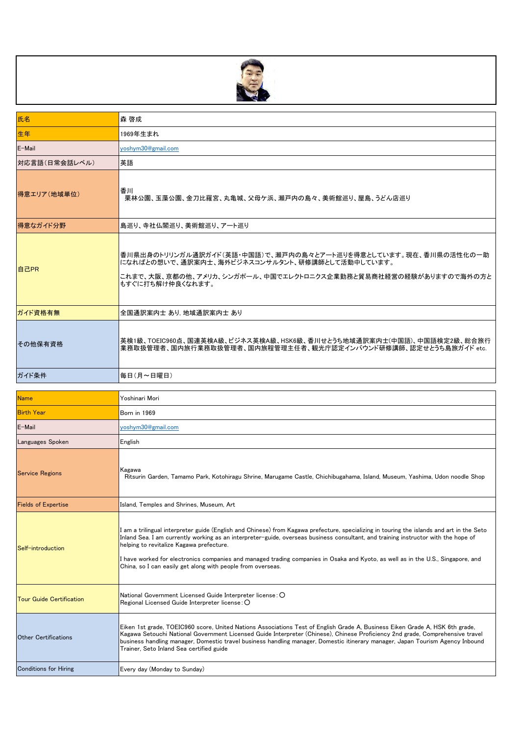| 氏名 | 森 啓成 |
| --- | --- |
| 生年 | 1969年生まれ |
| E-Mail | yoshym30@gmail.com |
| 対応言語（日常会話レベル） | 英語 |
| 得意エリア（地域単位） | 香川<br>栗林公園、玉藻公園、金刀比羅宮、丸亀城、父母ケ浜、瀬戸内の島々、美術館巡り、屋島、うどん店巡り |
| 得意なガイド分野 | 島巡り、寺社仏閣巡り、美術館巡り、アート巡り |
| 自己PR | 香川県出身のトリリンガル通訳ガイド（英語・中国語）で、瀬戸内の島々とアート巡りを得意としています。現在、香川県の活性化の一助になればとの想いで、通訳案内士、海外ビジネスコンサルタント、研修講師として活動中しています。<br><br>これまで、大阪、京都の他、アメリカ、シンガポール、中国でエレクトロニクス企業勤務と貿易商社経営の経験がありますので海外の方ともすぐに打ち解け仲良くなれます。 |
| ガイド資格有無 | 全国通訳案内士 あり, 地域通訳案内士 あり |
| その他保有資格 | 英検1級、TOEIC960点、国連英検A級、ビジネス英検A級、HSK6級、香川せとうち地域通訳案内士（中国語）、中国語検定2級、総合旅行業務取扱管理者、国内旅行業務取扱管理者、国内旅程管理主任者、観光庁認定インバウンド研修講師、認定せとうち島旅ガイド etc. |
| ガイド条件 | 毎日（月～日曜日） |

| Name | Yoshinari Mori |
| --- | --- |
| Birth Year | Born in 1969 |
| E-Mail | yoshym30@gmail.com |
| Languages Spoken | English |
| Service Regions | Kagawa<br>Ritsurin Garden, Tamamo Park, Kotohiragu Shrine, Marugame Castle, Chichibugahama, Island, Museum, Yashima, Udon noodle Shop |
| Fields of Expertise | Island, Temples and Shrines, Museum, Art |
| Self-introduction | I am a trilingual interpreter guide (English and Chinese) from Kagawa prefecture, specializing in touring the islands and art in the Seto Inland Sea. I am currently working as an interpreter-guide, overseas business consultant, and training instructor with the hope of helping to revitalize Kagawa prefecture.<br><br>I have worked for electronics companies and managed trading companies in Osaka and Kyoto, as well as in the U.S., Singapore, and China, so I can easily get along with people from overseas. |
| Tour Guide Certification | National Government Licensed Guide Interpreter license：〇<br>Regional Licensed Guide Interpreter license：〇 |
| Other Certifications | Eiken 1st grade, TOEIC960 score, United Nations Associations Test of English Grade A, Business Eiken Grade A, HSK 6th grade, Kagawa Setouchi National Government Licensed Guide Interpreter (Chinese), Chinese Proficiency 2nd grade, Comprehensive travel business handling manager, Domestic travel business handling manager, Domestic itinerary manager, Japan Tourism Agency Inbound Trainer, Seto Inland Sea certified guide |
| Conditions for Hiring | Every day (Monday to Sunday) |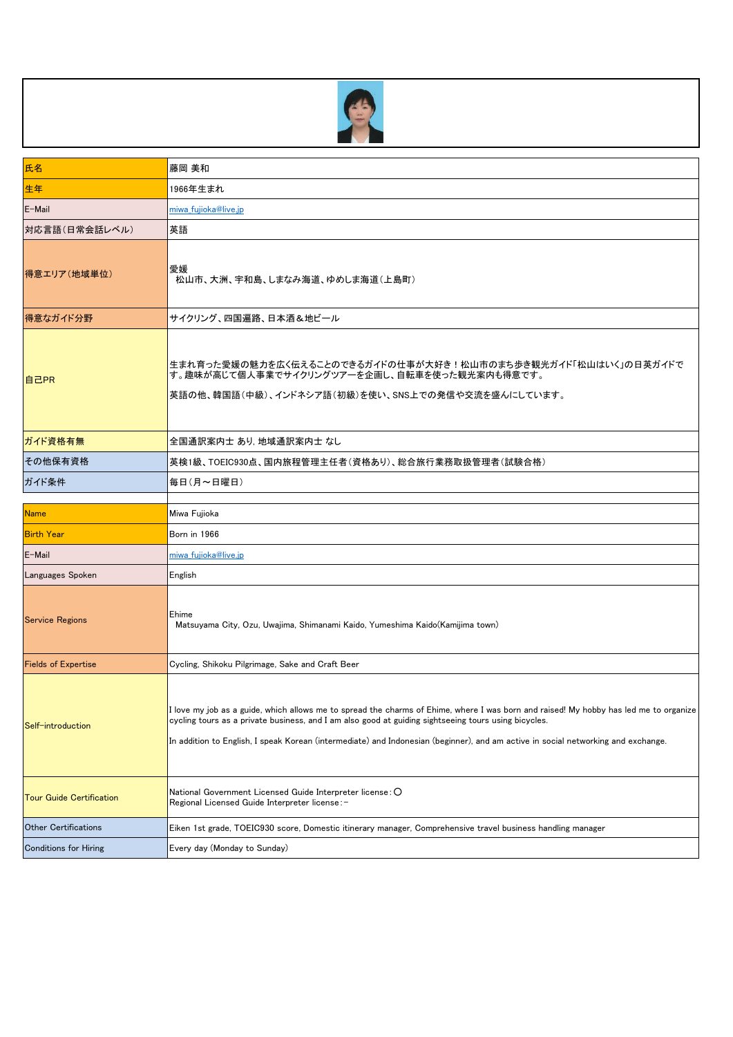| 氏名 | 藤岡 美和 |
|---|---|
| 生年 | 1966年生まれ |
| E-Mail | miwa_fujioka@live.jp |
| 対応言語（日常会話レベル） | 英語 |
| 得意エリア（地域単位） | 愛媛<br>松山市、大洲、宇和島、しまなみ海道、ゆめしま海道（上島町） |
| 得意なガイド分野 | サイクリング、四国遍路、日本酒＆地ビール |
| 自己PR | 生まれ育った愛媛の魅力を広く伝えることのできるガイドの仕事が大好き！松山市のまち歩き観光ガイド「松山はいく」の日英ガイドです。趣味が高じて個人事業でサイクリングツアーを企画し、自転車を使った観光案内も得意です。<br>英語の他、韓国語（中級）、インドネシア語（初級）を使い、SNS上での発信や交流を盛んにしています。 |
| ガイド資格有無 | 全国通訳案内士 あり, 地域通訳案内士 なし |
| その他保有資格 | 英検1級、TOEIC930点、国内旅程管理主任者（資格あり）、総合旅行業務取扱管理者（試験合格） |
| ガイド条件 | 毎日（月～日曜日） |

| Name | Miwa Fujioka |
|---|---|
| Birth Year | Born in 1966 |
| E-Mail | miwa_fujioka@live.jp |
| Languages Spoken | English |
| Service Regions | Ehime<br>Matsuyama City, Ozu, Uwajima, Shimanami Kaido, Yumeshima Kaido(Kamijima town) |
| Fields of Expertise | Cycling, Shikoku Pilgrimage, Sake and Craft Beer |
| Self-introduction | I love my job as a guide, which allows me to spread the charms of Ehime, where I was born and raised! My hobby has led me to organize cycling tours as a private business, and I am also good at guiding sightseeing tours using bicycles.<br>In addition to English, I speak Korean (intermediate) and Indonesian (beginner), and am active in social networking and exchange. |
| Tour Guide Certification | National Government Licensed Guide Interpreter license : ○<br>Regional Licensed Guide Interpreter license : − |
| Other Certifications | Eiken 1st grade, TOEIC930 score, Domestic itinerary manager, Comprehensive travel business handling manager |
| Conditions for Hiring | Every day (Monday to Sunday) |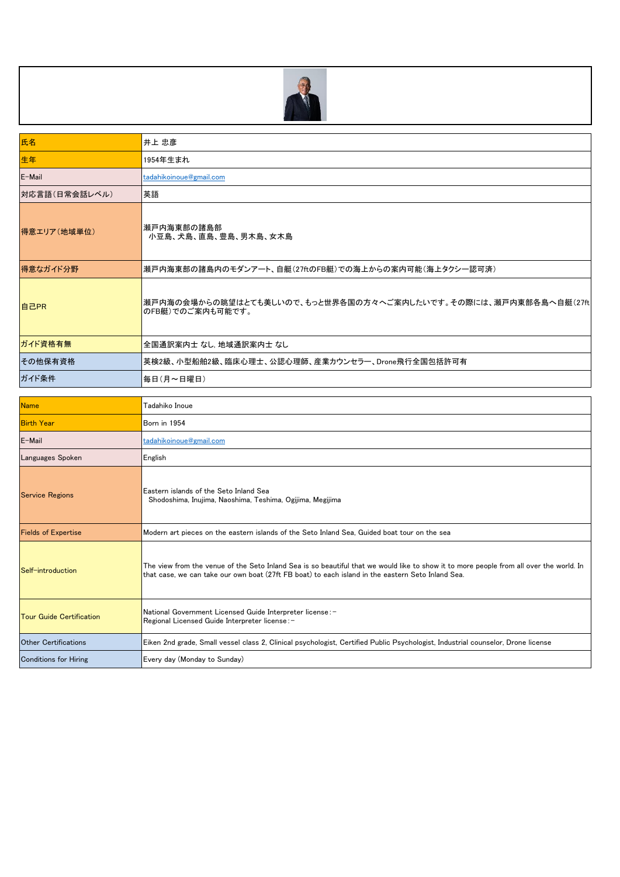| 氏名 | 井上 忠彦 |
|---|---|
| 生年 | 1954年生まれ |
| E-Mail | tadahikoinoue@gmail.com |
| 対応言語（日常会話レベル） | 英語 |
| 得意エリア（地域単位） | 瀬戸内海東部の諸島部<br>小豆島、犬島、直島、豊島、男木島、女木島 |
| 得意なガイド分野 | 瀬戸内海東部の諸島内のモダンアート、自艇（27ftのFB艇）での海上からの案内可能（海上タクシー認可済） |
| 自己PR | 瀬戸内海の会場からの眺望はとても美しいので、もっと世界各国の方々へご案内したいです。その際には、瀬戸内東部各島へ自艇（27ftのFB艇）でのご案内も可能です。 |
| ガイド資格有無 | 全国通訳案内士 なし, 地域通訳案内士 なし |
| その他保有資格 | 英検2級、小型船舶2級、臨床心理士、公認心理師、産業カウンセラー、Drone飛行全国包括許可有 |
| ガイド条件 | 毎日（月～日曜日） |

| Name | Tadahiko Inoue |
|---|---|
| Birth Year | Born in 1954 |
| E-Mail | tadahikoinoue@gmail.com |
| Languages Spoken | English |
| Service Regions | Eastern islands of the Seto Inland Sea<br>Shodoshima, Inujima, Naoshima, Teshima, Ogijima, Megijima |
| Fields of Expertise | Modern art pieces on the eastern islands of the Seto Inland Sea, Guided boat tour on the sea |
| Self-introduction | The view from the venue of the Seto Inland Sea is so beautiful that we would like to show it to more people from all over the world. In that case, we can take our own boat (27ft FB boat) to each island in the eastern Seto Inland Sea. |
| Tour Guide Certification | National Government Licensed Guide Interpreter license：－<br>Regional Licensed Guide Interpreter license：－ |
| Other Certifications | Eiken 2nd grade, Small vessel class 2, Clinical psychologist, Certified Public Psychologist, Industrial counselor, Drone license |
| Conditions for Hiring | Every day (Monday to Sunday) |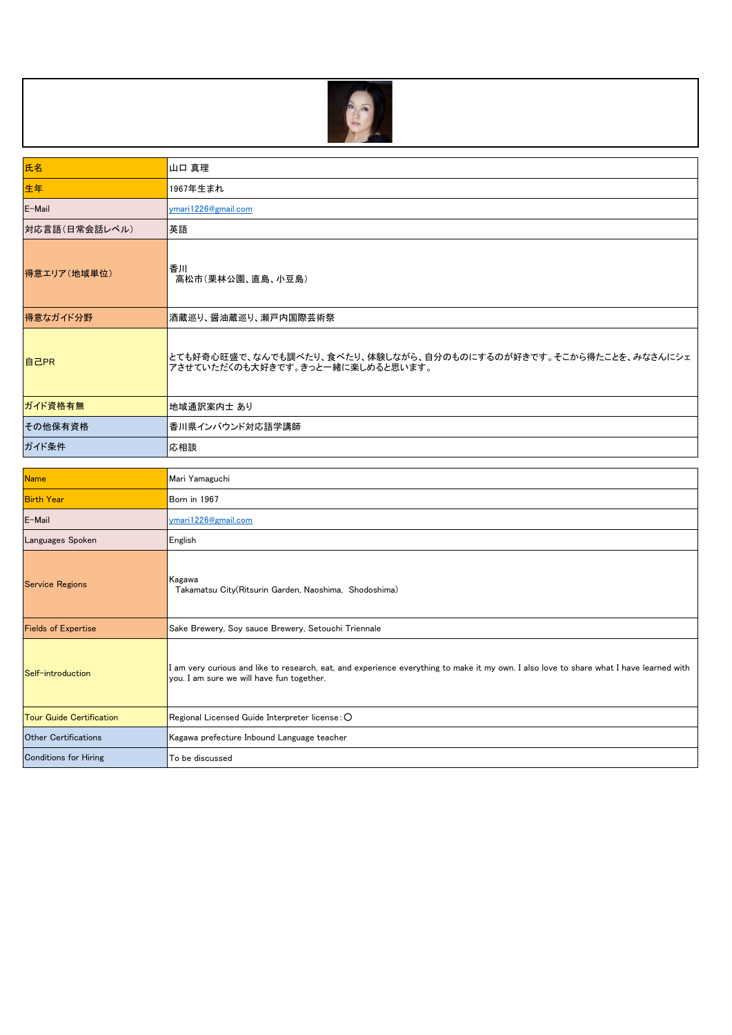| 氏名 | 山口 真理 |
| --- | --- |
| 生年 | 1967年生まれ |
| E-Mail | ymari1226@gmail.com |
| 対応言語（日常会話レベル） | 英語 |
| 得意エリア（地域単位） | 香川<br>高松市（栗林公園、直島、小豆島） |
| 得意なガイド分野 | 酒蔵巡り、醤油蔵巡り、瀬戸内国際芸術祭 |
| 自己PR | とても好奇心旺盛で、なんでも調べたり、食べたり、体験しながら、自分のものにするのが好きです。そこから得たことを、みなさんにシェアさせていただくのも大好きです。きっと一緒に楽しめると思います。 |
| ガイド資格有無 | 地域通訳案内士 あり |
| その他保有資格 | 香川県インバウンド対応語学講師 |
| ガイド条件 | 応相談 |

| Name | Mari Yamaguchi |
| --- | --- |
| Birth Year | Born in 1967 |
| E-Mail | ymari1226@gmail.com |
| Languages Spoken | English |
| Service Regions | Kagawa<br>Takamatsu City(Ritsurin Garden, Naoshima, Shodoshima) |
| Fields of Expertise | Sake Brewery, Soy sauce Brewery, Setouchi Triennale |
| Self-introduction | I am very curious and like to research, eat, and experience everything to make it my own. I also love to share what I have learned with you. I am sure we will have fun together. |
| Tour Guide Certification | Regional Licensed Guide Interpreter license：〇 |
| Other Certifications | Kagawa prefecture Inbound Language teacher |
| Conditions for Hiring | To be discussed |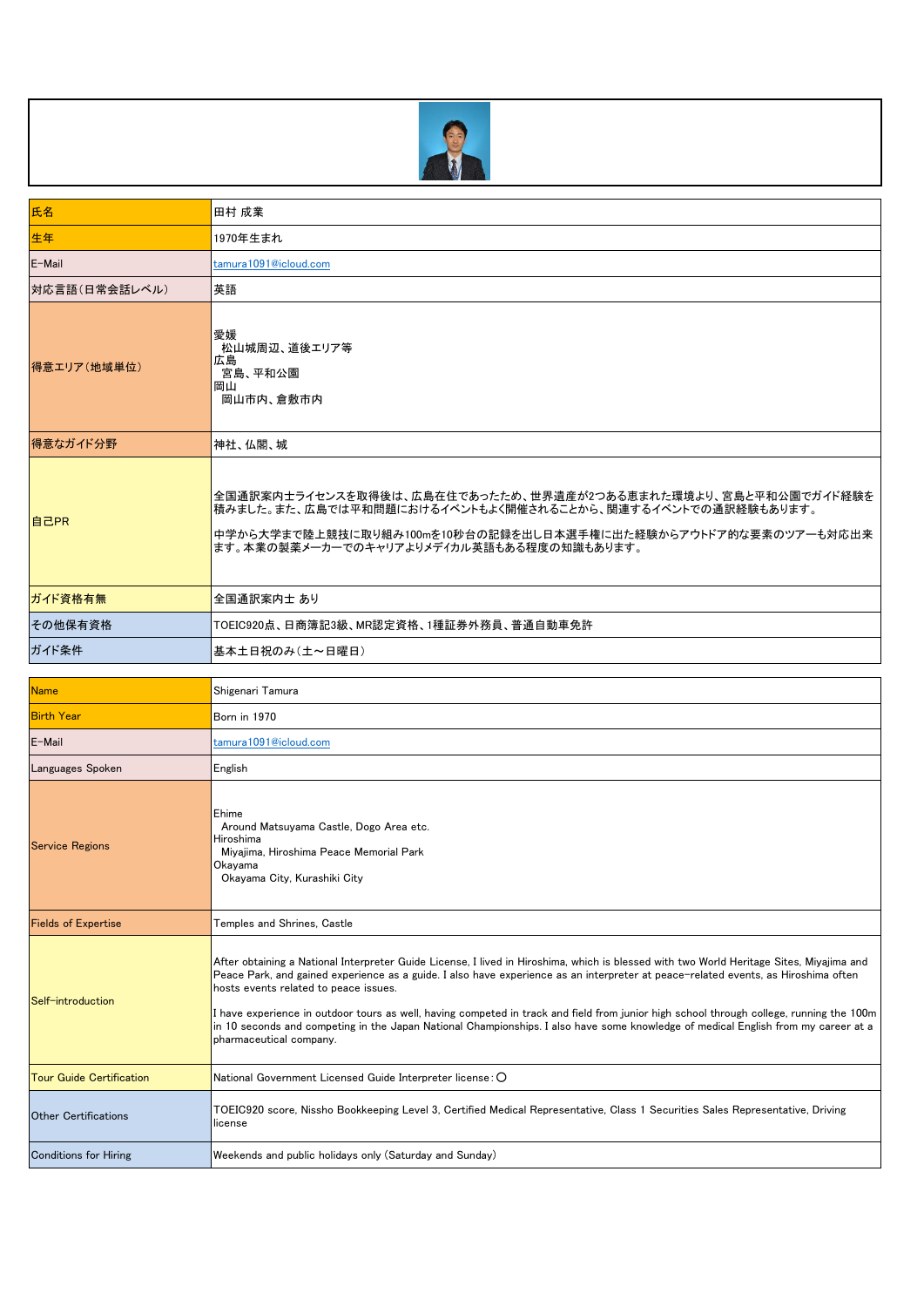| 氏名 | 田村 成業 |
| --- | --- |
| 生年 | 1970年生まれ |
| E-Mail | tamura1091@icloud.com |
| 対応言語（日常会話レベル） | 英語 |
| 得意エリア（地域単位） | 愛媛<br>松山城周辺、道後エリア等<br>広島<br>宮島、平和公園<br>岡山<br>岡山市内、倉敷市内 |
| 得意なガイド分野 | 神社、仏閣、城 |
| 自己PR | 全国通訳案内士ライセンスを取得後は、広島在住であったため、世界遺産が2つある恵まれた環境より、宮島と平和公園でガイド経験を積みました。また、広島では平和問題におけるイベントもよく開催されることから、関連するイベントでの通訳経験もあります。<br><br>中学から大学まで陸上競技に取り組み100mを10秒台の記録を出し日本選手権に出た経験からアウトドア的な要素のツアーも対応出来ます。本業の製薬メーカーでのキャリアよりメディカル英語もある程度の知識もあります。 |
| ガイド資格有無 | 全国通訳案内士 あり |
| その他保有資格 | TOEIC920点、日商簿記3級、MR認定資格、1種証券外務員、普通自動車免許 |
| ガイド条件 | 基本土日祝のみ（土～日曜日） |

| Name | Shigenari Tamura |
| --- | --- |
| Birth Year | Born in 1970 |
| E-Mail | tamura1091@icloud.com |
| Languages Spoken | English |
| Service Regions | Ehime<br>Around Matsuyama Castle, Dogo Area etc.<br>Hiroshima<br>Miyajima, Hiroshima Peace Memorial Park<br>Okayama<br>Okayama City, Kurashiki City |
| Fields of Expertise | Temples and Shrines, Castle |
| Self-introduction | After obtaining a National Interpreter Guide License, I lived in Hiroshima, which is blessed with two World Heritage Sites, Miyajima and Peace Park, and gained experience as a guide. I also have experience as an interpreter at peace-related events, as Hiroshima often hosts events related to peace issues.<br><br>I have experience in outdoor tours as well, having competed in track and field from junior high school through college, running the 100m in 10 seconds and competing in the Japan National Championships. I also have some knowledge of medical English from my career at a pharmaceutical company. |
| Tour Guide Certification | National Government Licensed Guide Interpreter license：〇 |
| Other Certifications | TOEIC920 score, Nissho Bookkeeping Level 3, Certified Medical Representative, Class 1 Securities Sales Representative, Driving license |
| Conditions for Hiring | Weekends and public holidays only (Saturday and Sunday) |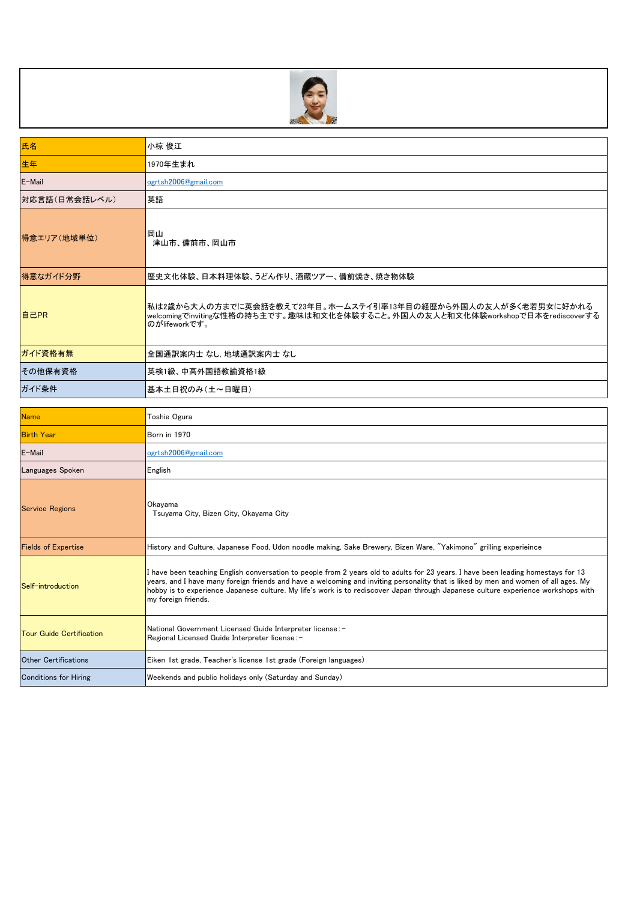| 氏名 | 小椋 俊江 |
| --- | --- |
| 生年 | 1970年生まれ |
| E-Mail | ogrtsh2006@gmail.com |
| 対応言語（日常会話レベル） | 英語 |
| 得意エリア（地域単位） | 岡山<br>津山市、備前市、岡山市 |
| 得意なガイド分野 | 歴史文化体験、日本料理体験、うどん作り、酒蔵ツアー、備前焼き、焼き物体験 |
| 自己PR | 私は2歳から大人の方までに英会話を教えて23年目。ホームステイ引率13年目の経歴から外国人の友人が多く老若男女に好かれるwelcomingでinvitingな性格の持ち主です。趣味は和文化を体験すること。外国人の友人と和文化体験workshopで日本をrediscoverするのがlifeworkです。 |
| ガイド資格有無 | 全国通訳案内士 なし, 地域通訳案内士 なし |
| その他保有資格 | 英検1級、中高外国語教諭資格1級 |
| ガイド条件 | 基本土日祝のみ（土～日曜日） |

| Name | Toshie Ogura |
| --- | --- |
| Birth Year | Born in 1970 |
| E-Mail | ogrtsh2006@gmail.com |
| Languages Spoken | English |
| Service Regions | Okayama<br>Tsuyama City, Bizen City, Okayama City |
| Fields of Expertise | History and Culture, Japanese Food, Udon noodle making, Sake Brewery, Bizen Ware, "Yakimono" grilling experieince |
| Self-introduction | I have been teaching English conversation to people from 2 years old to adults for 23 years. I have been leading homestays for 13 years, and I have many foreign friends and have a welcoming and inviting personality that is liked by men and women of all ages. My hobby is to experience Japanese culture. My life's work is to rediscover Japan through Japanese culture experience workshops with my foreign friends. |
| Tour Guide Certification | National Government Licensed Guide Interpreter license：－<br>Regional Licensed Guide Interpreter license：－ |
| Other Certifications | Eiken 1st grade, Teacher's license 1st grade (Foreign languages) |
| Conditions for Hiring | Weekends and public holidays only (Saturday and Sunday) |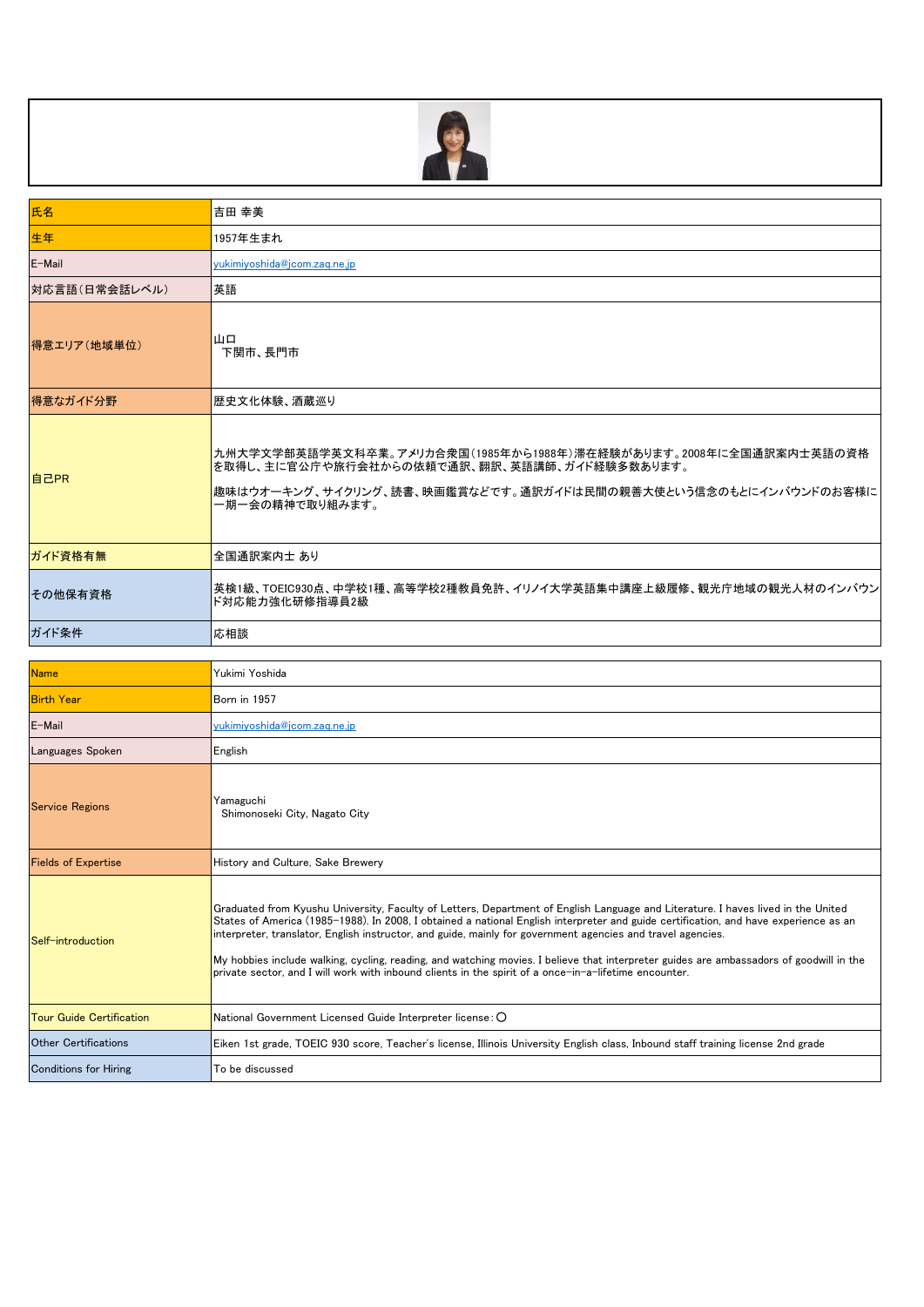| 氏名 | 吉田 幸美 |
|---|---|
| 生年 | 1957年生まれ |
| E-Mail | yukimiyoshida@jcom.zaq.ne.jp |
| 対応言語(日常会話レベル) | 英語 |
| 得意エリア(地域単位) | 山口<br>下関市、長門市 |
| 得意なガイド分野 | 歴史文化体験、酒蔵巡り |
| 自己PR | 九州大学文学部英語学英文科卒業。アメリカ合衆国(1985年から1988年)滞在経験があります。2008年に全国通訳案内士英語の資格を取得し、主に官公庁や旅行会社からの依頼で通訳、翻訳、英語講師、ガイド経験多数あります。<br><br>趣味はウオーキング、サイクリング、読書、映画鑑賞などです。通訳ガイドは民間の親善大使という信念のもとにインバウンドのお客様に一期一会の精神で取り組みます。 |
| ガイド資格有無 | 全国通訳案内士 あり |
| その他保有資格 | 英検1級、TOEIC930点、中学校1種、高等学校2種教員免許、イリノイ大学英語集中講座上級履修、観光庁地域の観光人材のインバウンド対応能力強化研修指導員2級 |
| ガイド条件 | 応相談 |

| Name | Yukimi Yoshida |
|---|---|
| Birth Year | Born in 1957 |
| E-Mail | yukimiyoshida@jcom.zaq.ne.jp |
| Languages Spoken | English |
| Service Regions | Yamaguchi<br>Shimonoseki City, Nagato City |
| Fields of Expertise | History and Culture, Sake Brewery |
| Self-introduction | Graduated from Kyushu University, Faculty of Letters, Department of English Language and Literature. I haves lived in the United States of America (1985-1988). In 2008, I obtained a national English interpreter and guide certification, and have experience as an interpreter, translator, English instructor, and guide, mainly for government agencies and travel agencies.<br><br>My hobbies include walking, cycling, reading, and watching movies. I believe that interpreter guides are ambassadors of goodwill in the private sector, and I will work with inbound clients in the spirit of a once-in-a-lifetime encounter. |
| Tour Guide Certification | National Government Licensed Guide Interpreter license : ○ |
| Other Certifications | Eiken 1st grade, TOEIC 930 score, Teacher's license, Illinois University English class, Inbound staff training license 2nd grade |
| Conditions for Hiring | To be discussed |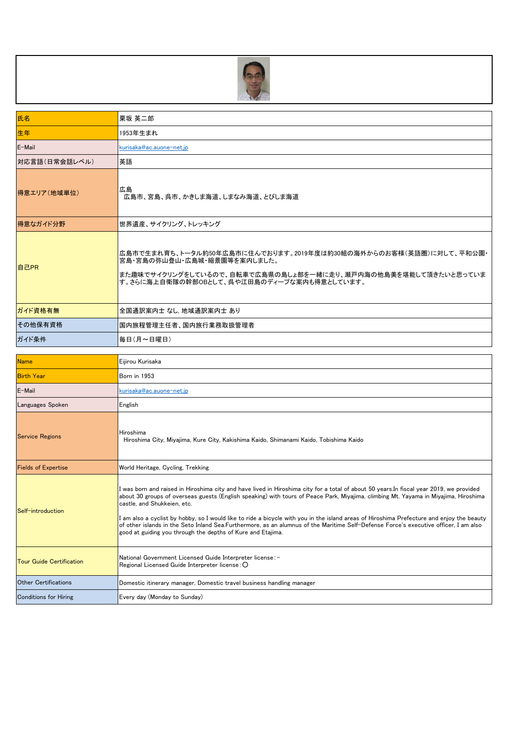| 氏名 | 栗坂 英二郎 |
|---|---|
| 生年 | 1953年生まれ |
| E-Mail | kurisaka@ac.auone-net.jp |
| 対応言語（日常会話レベル） | 英語 |
| 得意エリア（地域単位） | 広島<br>広島市、宮島、呉市、かきしま海道、しまなみ海道、とびしま海道 |
| 得意なガイド分野 | 世界遺産、サイクリング、トレッキング |
| 自己PR | 広島市で生まれ育ち、トータル約50年広島市に住んでおります。2019年度は約30組の海外からのお客様（英語圏）に対して、平和公園・宮島・宮島の弥山登山・広島城・縮景園等を案内しました。<br><br>また趣味でサイクリングをしているので、自転車で広島県の島しょ部を一緒に走り、瀬戸内海の他島美を堪能して頂きたいと思っています。さらに海上自衛隊の幹部OBとして、呉や江田島のディープな案内も得意としています。 |
| ガイド資格有無 | 全国通訳案内士 なし, 地域通訳案内士 あり |
| その他保有資格 | 国内旅程管理主任者、国内旅行業務取扱管理者 |
| ガイド条件 | 毎日（月～日曜日） |

| Name | Eijirou Kurisaka |
|---|---|
| Birth Year | Born in 1953 |
| E-Mail | kurisaka@ac.auone-net.jp |
| Languages Spoken | English |
| Service Regions | Hiroshima<br>Hiroshima City, Miyajima, Kure City, Kakishima Kaido, Shimanami Kaido, Tobishima Kaido |
| Fields of Expertise | World Heritage, Cycling, Trekking |
| Self-introduction | I was born and raised in Hiroshima city and have lived in Hiroshima city for a total of about 50 years.In fiscal year 2019, we provided about 30 groups of overseas guests (English speaking) with tours of Peace Park, Miyajima, climbing Mt. Yayama in Miyajima, Hiroshima castle, and Shukkeien, etc.<br><br>I am also a cyclist by hobby, so I would like to ride a bicycle with you in the island areas of Hiroshima Prefecture and enjoy the beauty of other islands in the Seto Inland Sea.Furthermore, as an alumnus of the Maritime Self-Defense Force's executive officer, I am also good at guiding you through the depths of Kure and Etajima. |
| Tour Guide Certification | National Government Licensed Guide Interpreter license：－<br>Regional Licensed Guide Interpreter license：〇 |
| Other Certifications | Domestic itinerary manager, Domestic travel business handling manager |
| Conditions for Hiring | Every day (Monday to Sunday) |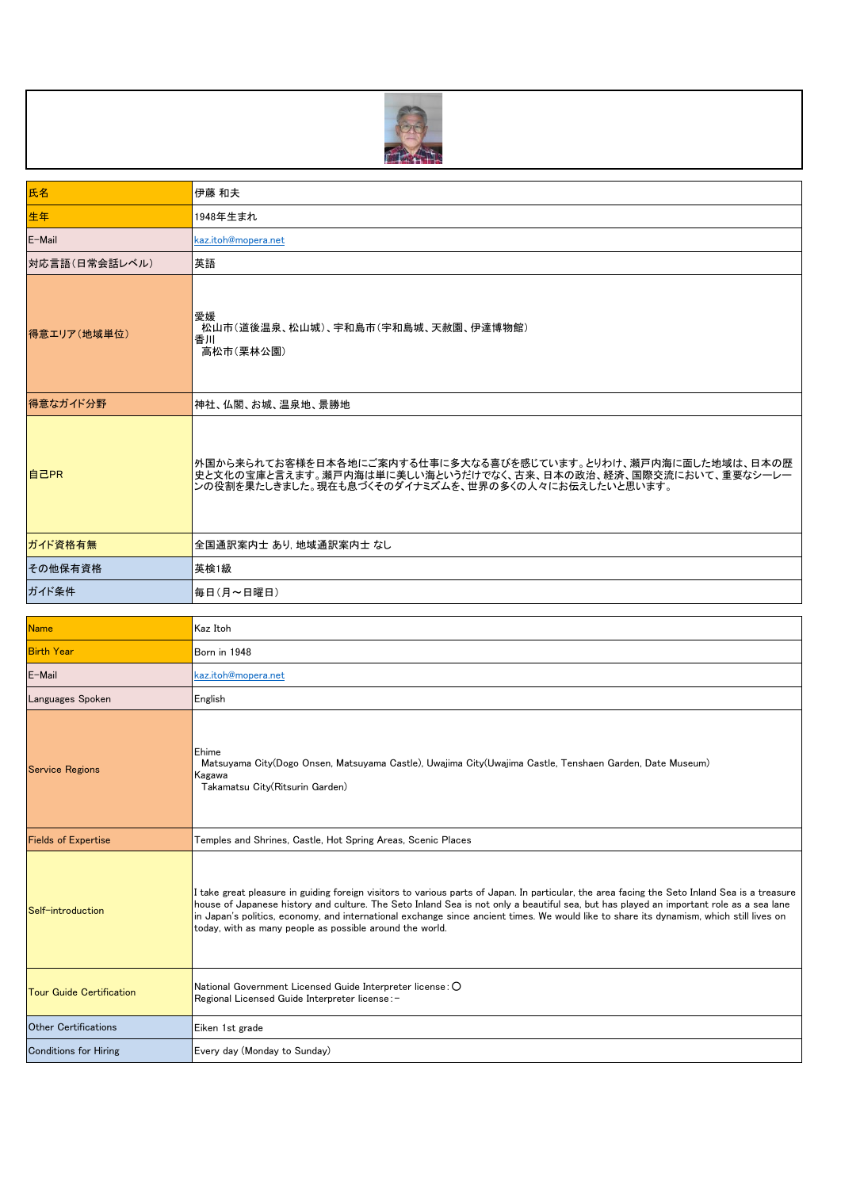| 氏名 | 伊藤 和夫 |
|---|---|
| 生年 | 1948年生まれ |
| E-Mail | kaz.itoh@mopera.net |
| 対応言語（日常会話レベル） | 英語 |
| 得意エリア（地域単位） | 愛媛<br>松山市（道後温泉、松山城）、宇和島市（宇和島城、天赦園、伊達博物館）<br>香川<br>高松市（栗林公園） |
| 得意なガイド分野 | 神社、仏閣、お城、温泉地、景勝地 |
| 自己PR | 外国から来られてお客様を日本各地にご案内する仕事に多大なる喜びを感じています。とりわけ、瀬戸内海に面した地域は、日本の歴史と文化の宝庫と言えます。瀬戸内海は単に美しい海というだけでなく、古来、日本の政治、経済、国際交流において、重要なシーレーンの役割を果たしきました。現在も息づくそのダイナミズムを、世界の多くの人々にお伝えしたいと思います。 |
| ガイド資格有無 | 全国通訳案内士 あり, 地域通訳案内士 なし |
| その他保有資格 | 英検1級 |
| ガイド条件 | 毎日（月～日曜日） |

| Name | Kaz Itoh |
|---|---|
| Birth Year | Born in 1948 |
| E-Mail | kaz.itoh@mopera.net |
| Languages Spoken | English |
| Service Regions | Ehime<br>Matsuyama City(Dogo Onsen, Matsuyama Castle), Uwajima City(Uwajima Castle, Tenshaen Garden, Date Museum)<br>Kagawa<br>Takamatsu City(Ritsurin Garden) |
| Fields of Expertise | Temples and Shrines, Castle, Hot Spring Areas, Scenic Places |
| Self-introduction | I take great pleasure in guiding foreign visitors to various parts of Japan. In particular, the area facing the Seto Inland Sea is a treasure house of Japanese history and culture. The Seto Inland Sea is not only a beautiful sea, but has played an important role as a sea lane in Japan's politics, economy, and international exchange since ancient times. We would like to share its dynamism, which still lives on today, with as many people as possible around the world. |
| Tour Guide Certification | National Government Licensed Guide Interpreter license : ○<br>Regional Licensed Guide Interpreter license : − |
| Other Certifications | Eiken 1st grade |
| Conditions for Hiring | Every day (Monday to Sunday) |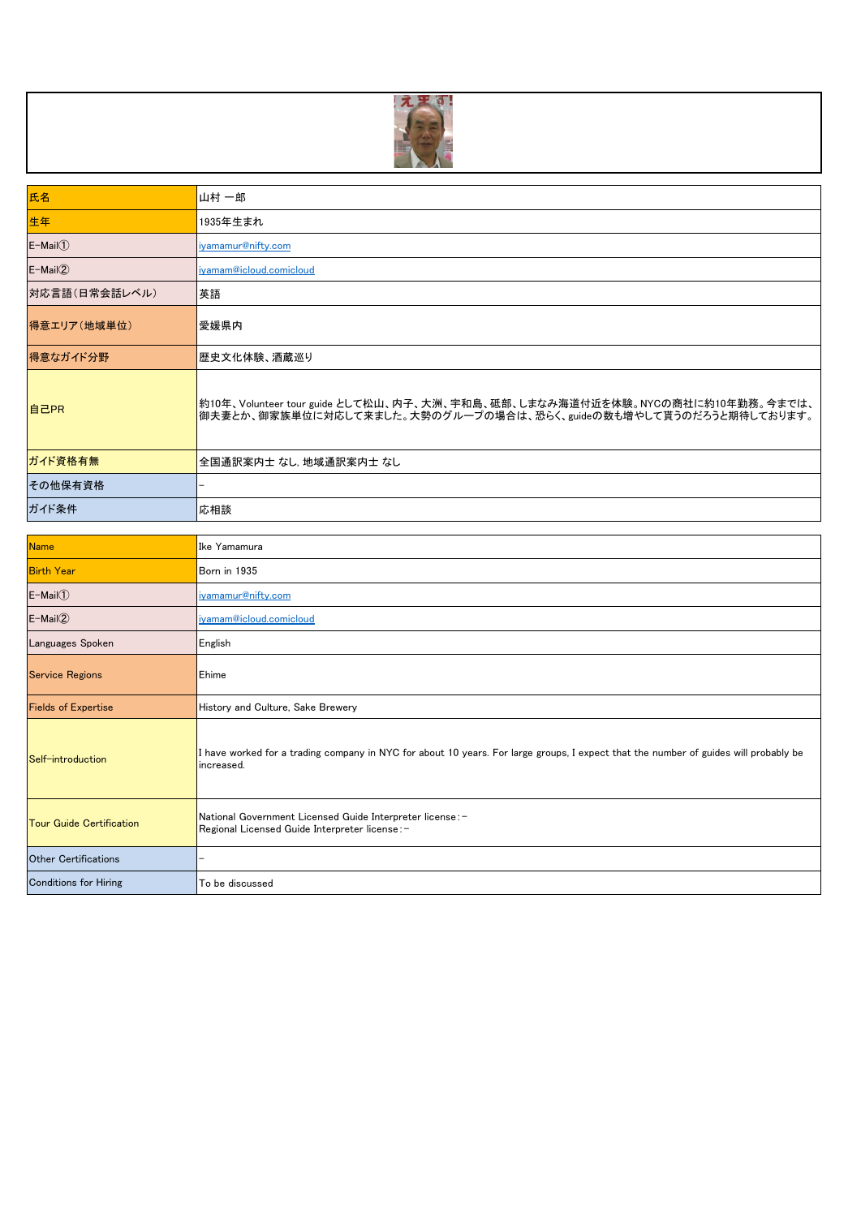| 氏名 | 山村 一郎 |
| --- | --- |
| 生年 | 1935年生まれ |
| E-Mail① | iyamamur@nifty.com |
| E-Mail② | iyamam@icloud.comicloud |
| 対応言語（日常会話レベル） | 英語 |
| 得意エリア（地域単位） | 愛媛県内 |
| 得意なガイド分野 | 歴史文化体験、酒蔵巡り |
| 自己PR | 約10年、Volunteer tour guide として松山、内子、大洲、宇和島、砥部、しまなみ海道付近を体験。NYCの商社に約10年勤務。今までは、御夫妻とか、御家族単位に対応して来ました。大勢のグループの場合は、恐らく、guideの数も増やして貰うのだろうと期待しております。 |
| ガイド資格有無 | 全国通訳案内士 なし, 地域通訳案内士 なし |
| その他保有資格 | – |
| ガイド条件 | 応相談 |

| Name | Ike Yamamura |
| --- | --- |
| Birth Year | Born in 1935 |
| E-Mail① | iyamamur@nifty.com |
| E-Mail② | iyamam@icloud.comicloud |
| Languages Spoken | English |
| Service Regions | Ehime |
| Fields of Expertise | History and Culture, Sake Brewery |
| Self-introduction | I have worked for a trading company in NYC for about 10 years. For large groups, I expect that the number of guides will probably be increased. |
| Tour Guide Certification | National Government Licensed Guide Interpreter license：–<br>Regional Licensed Guide Interpreter license：– |
| Other Certifications | – |
| Conditions for Hiring | To be discussed |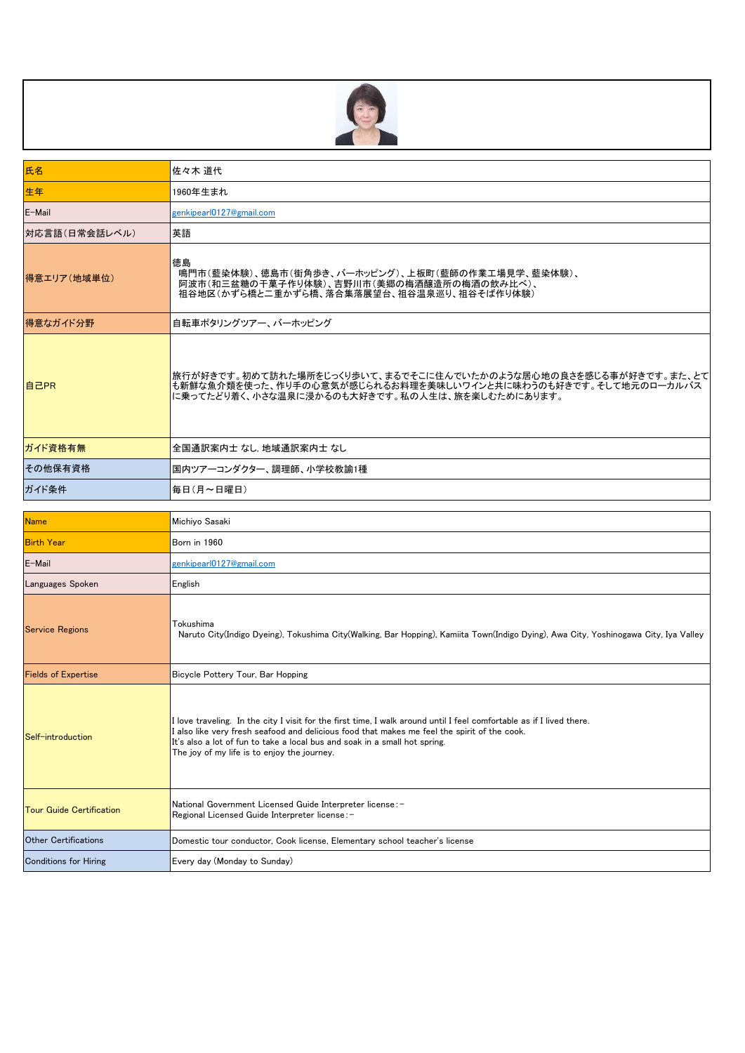| 氏名 | 佐々木 道代 |
| --- | --- |
| 生年 | 1960年生まれ |
| E-Mail | genkipearl0127@gmail.com |
| 対応言語（日常会話レベル） | 英語 |
| 得意エリア（地域単位） | 徳島<br>鳴門市（藍染体験）、徳島市（街角歩き、バーホッピング）、上板町（藍師の作業工場見学、藍染体験）、<br>阿波市（和三盆糖の干菓子作り体験）、吉野川市（美郷の梅酒醸造所の梅酒の飲み比べ）、<br>祖谷地区（かずら橋と二重かずら橋、落合集落展望台、祖谷温泉巡り、祖谷そば作り体験） |
| 得意なガイド分野 | 自転車ポタリングツアー、バーホッピング |
| 自己PR | 旅行が好きです。初めて訪れた場所をじっくり歩いて、まるでそこに住んでいたかのような居心地の良さを感じる事が好きです。また、とても新鮮な魚介類を使った、作り手の心意気が感じられるお料理を美味しいワインと共に味わうのも好きです。そして地元のローカルバスに乗ってたどり着く、小さな温泉に浸かるのも大好きです。私の人生は、旅を楽しむためにあります。 |
| ガイド資格有無 | 全国通訳案内士 なし, 地域通訳案内士 なし |
| その他保有資格 | 国内ツアーコンダクター、調理師、小学校教諭1種 |
| ガイド条件 | 毎日（月～日曜日） |

| Name | Michiyo Sasaki |
| --- | --- |
| Birth Year | Born in 1960 |
| E-Mail | genkipearl0127@gmail.com |
| Languages Spoken | English |
| Service Regions | Tokushima<br>Naruto City(Indigo Dyeing), Tokushima City(Walking, Bar Hopping), Kamiita Town(Indigo Dying), Awa City, Yoshinogawa City, Iya Valley |
| Fields of Expertise | Bicycle Pottery Tour, Bar Hopping |
| Self-introduction | I love traveling. In the city I visit for the first time, I walk around until I feel comfortable as if I lived there.<br>I also like very fresh seafood and delicious food that makes me feel the spirit of the cook.<br>It's also a lot of fun to take a local bus and soak in a small hot spring.<br>The joy of my life is to enjoy the journey. |
| Tour Guide Certification | National Government Licensed Guide Interpreter license：－<br>Regional Licensed Guide Interpreter license：－ |
| Other Certifications | Domestic tour conductor, Cook license, Elementary school teacher's license |
| Conditions for Hiring | Every day (Monday to Sunday) |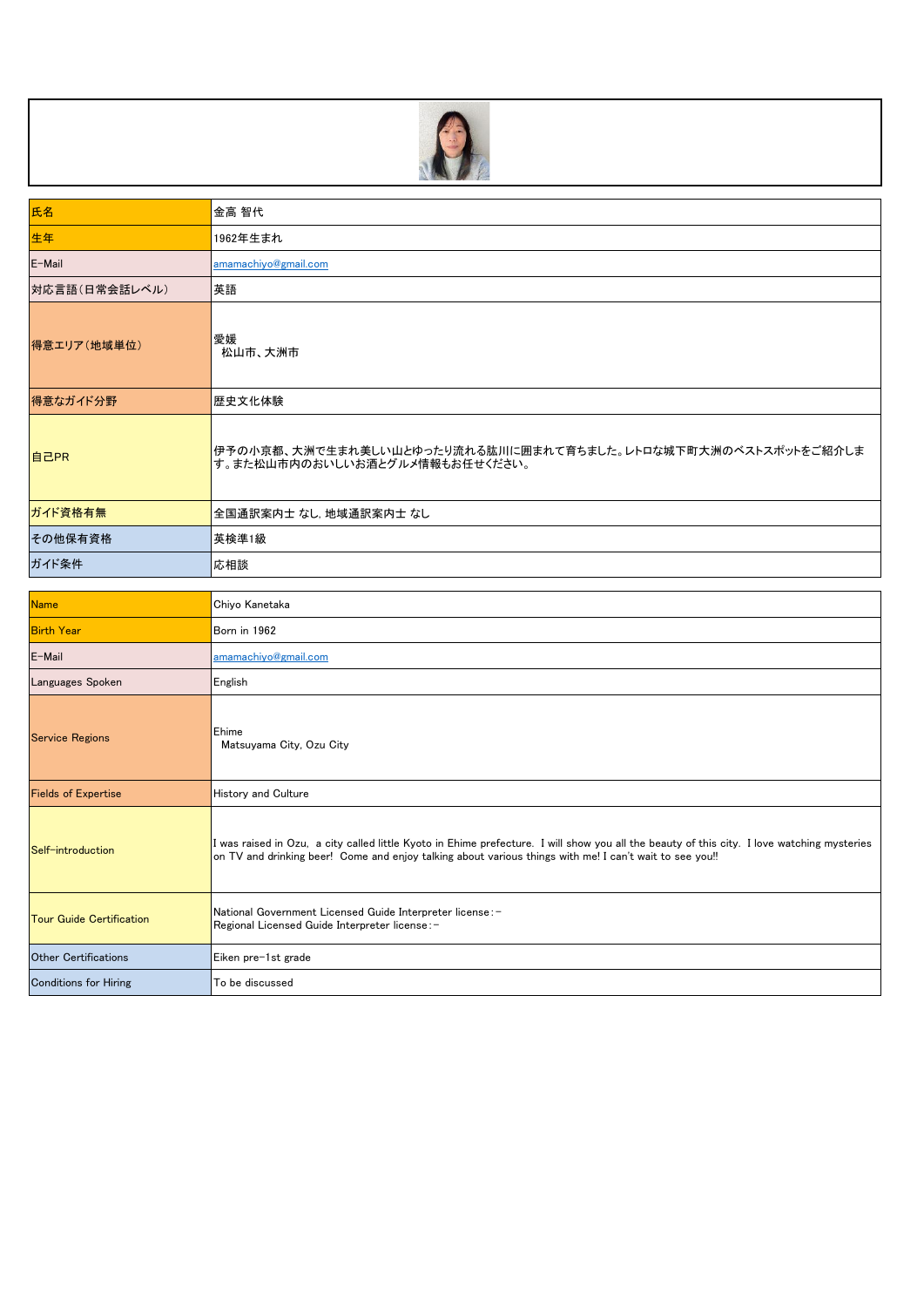| 氏名 | 金高 智代 |
|---|---|
| 生年 | 1962年生まれ |
| E-Mail | amamachiyo@gmail.com |
| 対応言語（日常会話レベル） | 英語 |
| 得意エリア（地域単位） | 愛媛<br>松山市、大洲市 |
| 得意なガイド分野 | 歴史文化体験 |
| 自己PR | 伊予の小京都、大洲で生まれ美しい山とゆったり流れる肱川に囲まれて育ちました。レトロな城下町大洲のベストスポットをご紹介します。また松山市内のおいしいお酒とグルメ情報もお任せください。 |
| ガイド資格有無 | 全国通訳案内士 なし, 地域通訳案内士 なし |
| その他保有資格 | 英検準1級 |
| ガイド条件 | 応相談 |

| Name | Chiyo Kanetaka |
|---|---|
| Birth Year | Born in 1962 |
| E-Mail | amamachiyo@gmail.com |
| Languages Spoken | English |
| Service Regions | Ehime<br>Matsuyama City, Ozu City |
| Fields of Expertise | History and Culture |
| Self-introduction | I was raised in Ozu, a city called little Kyoto in Ehime prefecture. I will show you all the beauty of this city. I love watching mysteries on TV and drinking beer! Come and enjoy talking about various things with me! I can't wait to see you!! |
| Tour Guide Certification | National Government Licensed Guide Interpreter license：－<br>Regional Licensed Guide Interpreter license：－ |
| Other Certifications | Eiken pre-1st grade |
| Conditions for Hiring | To be discussed |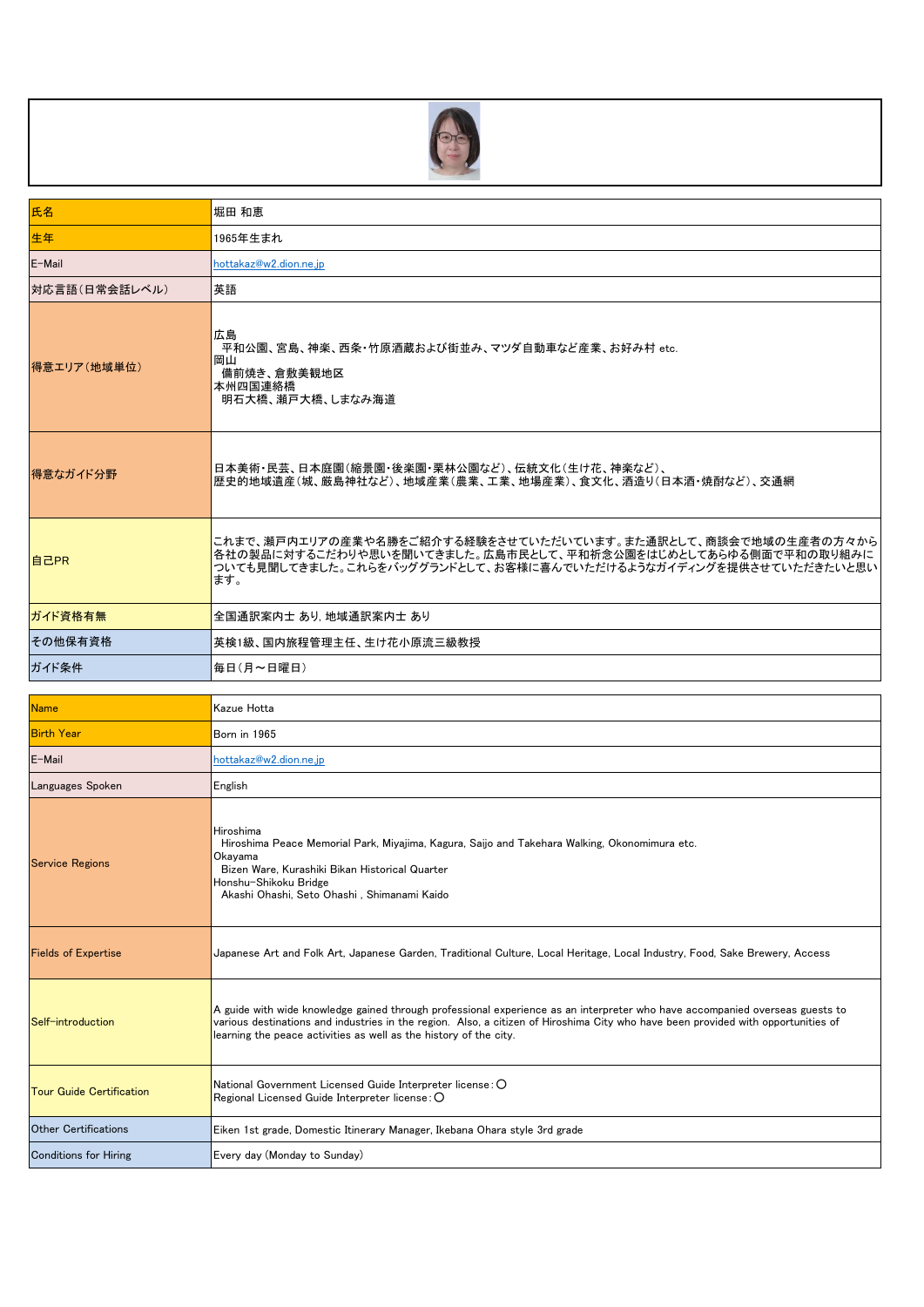| 氏名 | 堀田 和恵 |
|---|---|
| 生年 | 1965年生まれ |
| E-Mail | hottakaz@w2.dion.ne.jp |
| 対応言語（日常会話レベル） | 英語 |
| 得意エリア（地域単位） | 広島<br>平和公園、宮島、神楽、西条・竹原酒蔵および街並み、マツダ自動車など産業、お好み村 etc.<br>岡山<br>備前焼き、倉敷美観地区<br>本州四国連絡橋<br>明石大橋、瀬戸大橋、しまなみ海道 |
| 得意なガイド分野 | 日本美術・民芸、日本庭園（縮景園・後楽園・栗林公園など）、伝統文化（生け花、神楽など）、歴史的地域遺産（城、厳島神社など）、地域産業（農業、工業、地場産業）、食文化、酒造り（日本酒・焼酎など）、交通網 |
| 自己PR | これまで、瀬戸内エリアの産業や名勝をご紹介する経験をさせていただいています。また通訳として、商談会で地域の生産者の方々から各社の製品に対するこだわりや思いを聞いてきました。広島市民として、平和祈念公園をはじめとしてあらゆる側面で平和の取り組みについても見聞してきました。これらをバッググランドとして、お客様に喜んでいただけるようなガイディングを提供させていただきたいと思います。 |
| ガイド資格有無 | 全国通訳案内士 あり, 地域通訳案内士 あり |
| その他保有資格 | 英検1級、国内旅程管理主任、生け花小原流三級教授 |
| ガイド条件 | 毎日（月～日曜日） |

| Name | Kazue Hotta |
|---|---|
| Birth Year | Born in 1965 |
| E-Mail | hottakaz@w2.dion.ne.jp |
| Languages Spoken | English |
| Service Regions | Hiroshima<br>Hiroshima Peace Memorial Park, Miyajima, Kagura, Saijo and Takehara Walking, Okonomimura etc.<br>Okayama<br>Bizen Ware, Kurashiki Bikan Historical Quarter<br>Honshu-Shikoku Bridge<br>Akashi Ohashi, Seto Ohashi , Shimanami Kaido |
| Fields of Expertise | Japanese Art and Folk Art, Japanese Garden, Traditional Culture, Local Heritage, Local Industry, Food, Sake Brewery, Access |
| Self-introduction | A guide with wide knowledge gained through professional experience as an interpreter who have accompanied overseas guests to various destinations and industries in the region. Also, a citizen of Hiroshima City who have been provided with opportunities of learning the peace activities as well as the history of the city. |
| Tour Guide Certification | National Government Licensed Guide Interpreter license：〇<br>Regional Licensed Guide Interpreter license：〇 |
| Other Certifications | Eiken 1st grade, Domestic Itinerary Manager, Ikebana Ohara style 3rd grade |
| Conditions for Hiring | Every day (Monday to Sunday) |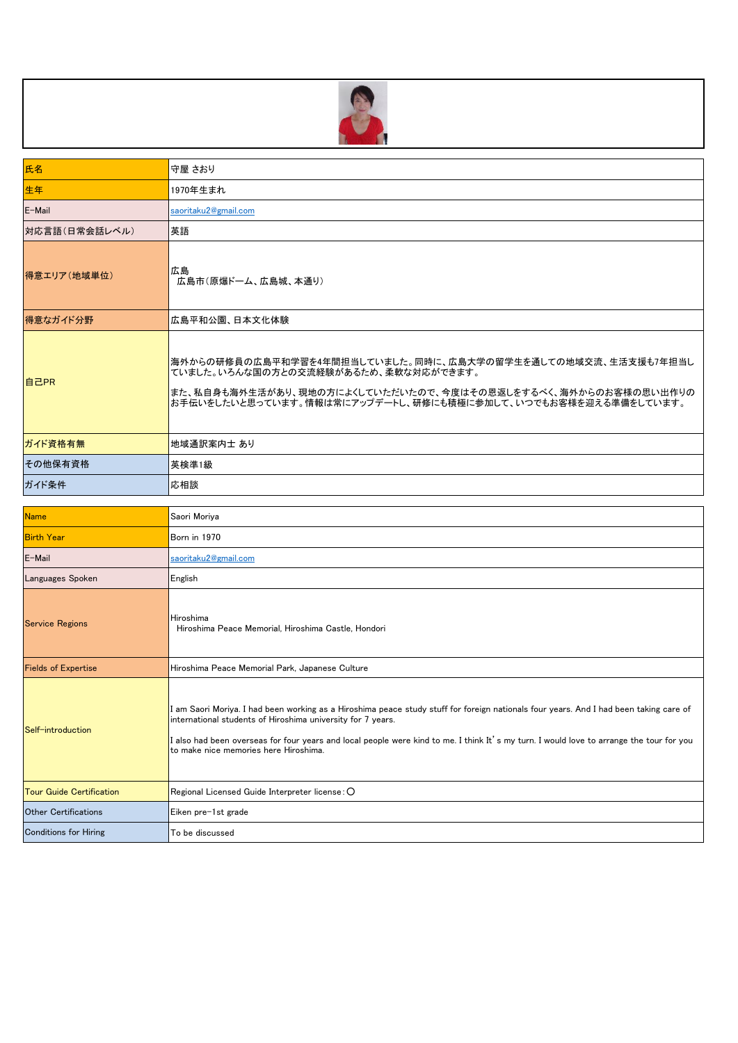| 氏名 | 守屋 さおり |
| --- | --- |
| 生年 | 1970年生まれ |
| E-Mail | saoritaku2@gmail.com |
| 対応言語（日常会話レベル） | 英語 |
| 得意エリア（地域単位） | 広島<br>広島市（原爆ドーム、広島城、本通り） |
| 得意なガイド分野 | 広島平和公園、日本文化体験 |
| 自己PR | 海外からの研修員の広島平和学習を4年間担当していました。同時に、広島大学の留学生を通しての地域交流、生活支援も7年担当していました。いろんな国の方との交流経験があるため、柔軟な対応ができます。<br><br>また、私自身も海外生活があり、現地の方によくしていただいたので、今度はその恩返しをするべく、海外からのお客様の思い出作りのお手伝いをしたいと思っています。情報は常にアップデートし、研修にも積極に参加して、いつでもお客様を迎える準備をしています。 |
| ガイド資格有無 | 地域通訳案内士 あり |
| その他保有資格 | 英検準1級 |
| ガイド条件 | 応相談 |

| Name | Saori Moriya |
| --- | --- |
| Birth Year | Born in 1970 |
| E-Mail | saoritaku2@gmail.com |
| Languages Spoken | English |
| Service Regions | Hiroshima<br>Hiroshima Peace Memorial, Hiroshima Castle, Hondori |
| Fields of Expertise | Hiroshima Peace Memorial Park, Japanese Culture |
| Self-introduction | I am Saori Moriya. I had been working as a Hiroshima peace study stuff for foreign nationals four years. And I had been taking care of international students of Hiroshima university for 7 years.<br><br>I also had been overseas for four years and local people were kind to me. I think It's my turn. I would love to arrange the tour for you to make nice memories here Hiroshima. |
| Tour Guide Certification | Regional Licensed Guide Interpreter license：○ |
| Other Certifications | Eiken pre-1st grade |
| Conditions for Hiring | To be discussed |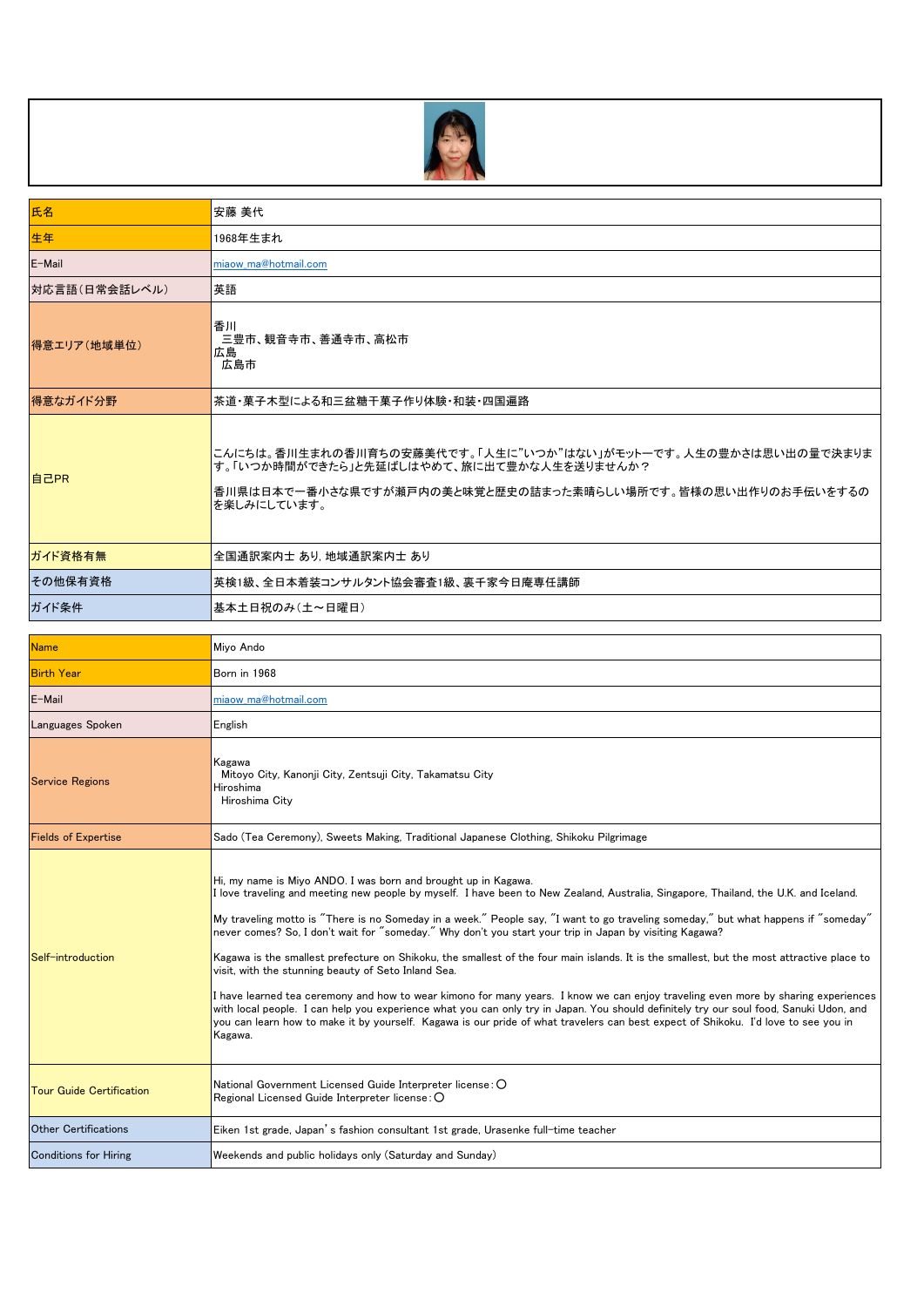| 氏名 | 安藤 美代 |
| --- | --- |
| 生年 | 1968年生まれ |
| E-Mail | miaow_ma@hotmail.com |
| 対応言語（日常会話レベル） | 英語 |
| 得意エリア（地域単位） | 香川<br>　三豊市、観音寺市、善通寺市、高松市<br>広島<br>　広島市 |
| 得意なガイド分野 | 茶道・菓子木型による和三盆糖干菓子作り体験・和装・四国遍路 |
| 自己PR | こんにちは。香川生まれの香川育ちの安藤美代です。「人生に"いつか"はない」がモットーです。人生の豊かさは思い出の量で決まります。「いつか時間ができたら」と先延ばしはやめて、旅に出て豊かな人生を送りませんか？<br><br>香川県は日本で一番小さな県ですが瀬戸内の美と味覚と歴史の詰まった素晴らしい場所です。皆様の思い出作りのお手伝いをするのを楽しみにしています。 |
| ガイド資格有無 | 全国通訳案内士 あり, 地域通訳案内士 あり |
| その他保有資格 | 英検1級、全日本着装コンサルタント協会審査1級、裏千家今日庵専任講師 |
| ガイド条件 | 基本土日祝のみ（土～日曜日） |

| Name | Miyo ANDO |
| --- | --- |
| Birth Year | Born in 1968 |
| E-Mail | miaow_ma@hotmail.com |
| Languages Spoken | English |
| Service Regions | Kagawa<br>　Mitoyo City, Kanonji City, Zentsuji City, Takamatsu City<br>Hiroshima<br>　Hiroshima City |
| Fields of Expertise | Sado (Tea Ceremony), Sweets Making, Traditional Japanese Clothing, Shikoku Pilgrimage |
| Self-introduction | Hi, my name is Miyo ANDO. I was born and brought up in Kagawa.<br>I love traveling and meeting new people by myself. I have been to New Zealand, Australia, Singapore, Thailand, the U.K. and Iceland.<br><br>My traveling motto is "There is no Someday in a week." People say, "I want to go traveling someday," but what happens if "someday" never comes? So, I don't wait for "someday." Why don't you start your trip in Japan by visiting Kagawa?<br><br>Kagawa is the smallest prefecture on Shikoku, the smallest of the four main islands. It is the smallest, but the most attractive place to visit, with the stunning beauty of Seto Inland Sea.<br><br>I have learned tea ceremony and how to wear kimono for many years. I know we can enjoy traveling even more by sharing experiences with local people. I can help you experience what you can only try in Japan. You should definitely try our soul food, Sanuki Udon, and you can learn how to make it by yourself. Kagawa is our pride of what travelers can best expect of Shikoku. I'd love to see you in Kagawa. |
| Tour Guide Certification | National Government Licensed Guide Interpreter license：○<br>Regional Licensed Guide Interpreter license：○ |
| Other Certifications | Eiken 1st grade, Japan's fashion consultant 1st grade, Urasenke full-time teacher |
| Conditions for Hiring | Weekends and public holidays only (Saturday and Sunday) |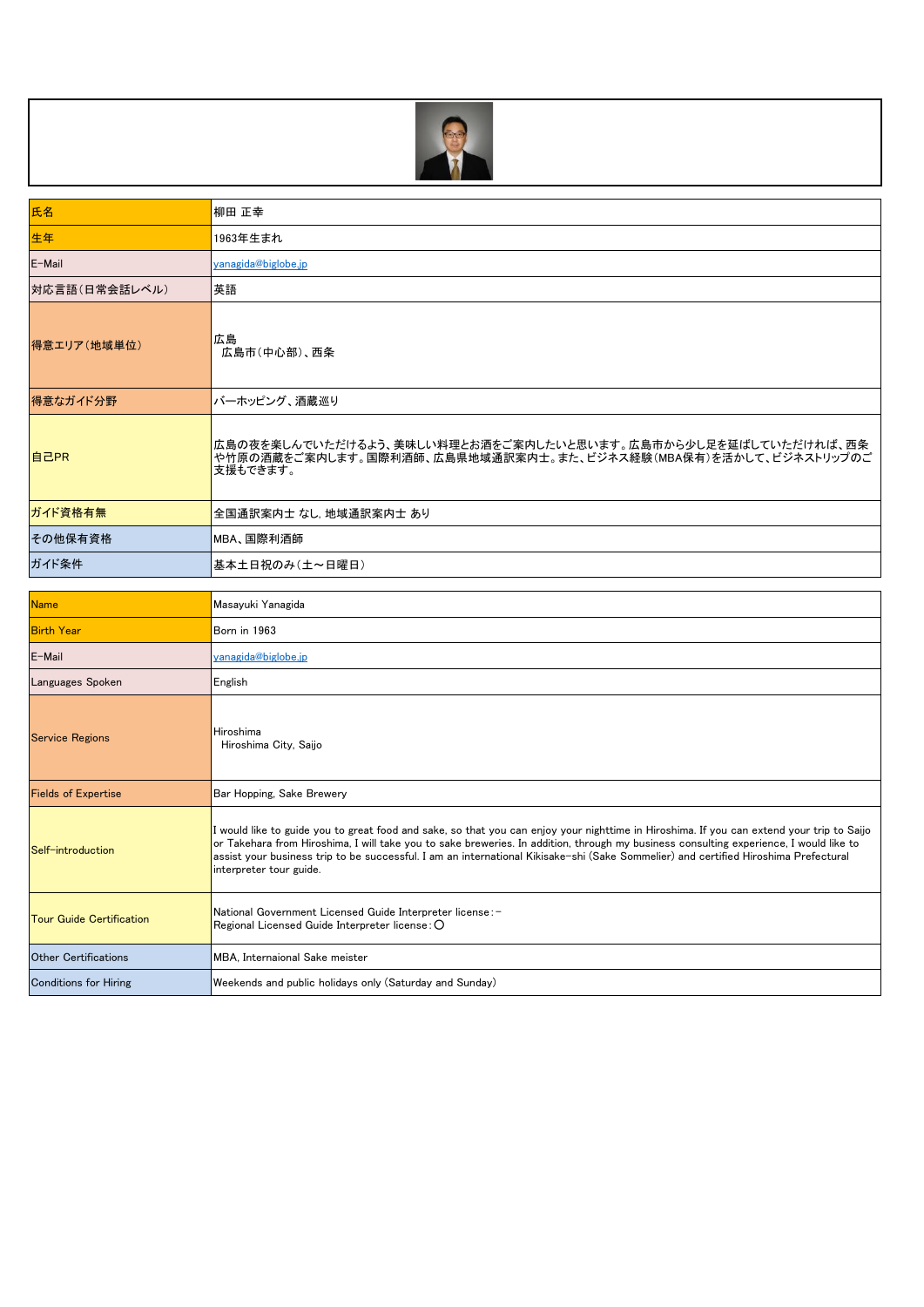| 氏名 | 柳田 正幸 |
| --- | --- |
| 生年 | 1963年生まれ |
| E-Mail | yanagida@biglobe.jp |
| 対応言語（日常会話レベル） | 英語 |
| 得意エリア（地域単位） | 広島<br>広島市（中心部）、西条 |
| 得意なガイド分野 | バーホッピング、酒蔵巡り |
| 自己PR | 広島の夜を楽しんでいただけるよう、美味しい料理とお酒をご案内したいと思います。広島市から少し足を延ばしていただければ、西条や竹原の酒蔵をご案内します。国際利酒師、広島県地域通訳案内士。また、ビジネス経験（MBA保有）を活かして、ビジネストリップのご支援もできます。 |
| ガイド資格有無 | 全国通訳案内士 なし, 地域通訳案内士 あり |
| その他保有資格 | MBA、国際利酒師 |
| ガイド条件 | 基本土日祝のみ（土～日曜日） |

| Name | Masayuki Yanagida |
| --- | --- |
| Birth Year | Born in 1963 |
| E-Mail | yanagida@biglobe.jp |
| Languages Spoken | English |
| Service Regions | Hiroshima<br>Hiroshima City, Saijo |
| Fields of Expertise | Bar Hopping, Sake Brewery |
| Self-introduction | I would like to guide you to great food and sake, so that you can enjoy your nighttime in Hiroshima. If you can extend your trip to Saijo or Takehara from Hiroshima, I will take you to sake breweries. In addition, through my business consulting experience, I would like to assist your business trip to be successful. I am an international Kikisake-shi (Sake Sommelier) and certified Hiroshima Prefectural interpreter tour guide. |
| Tour Guide Certification | National Government Licensed Guide Interpreter license：－<br>Regional Licensed Guide Interpreter license：○ |
| Other Certifications | MBA, Internaional Sake meister |
| Conditions for Hiring | Weekends and public holidays only (Saturday and Sunday) |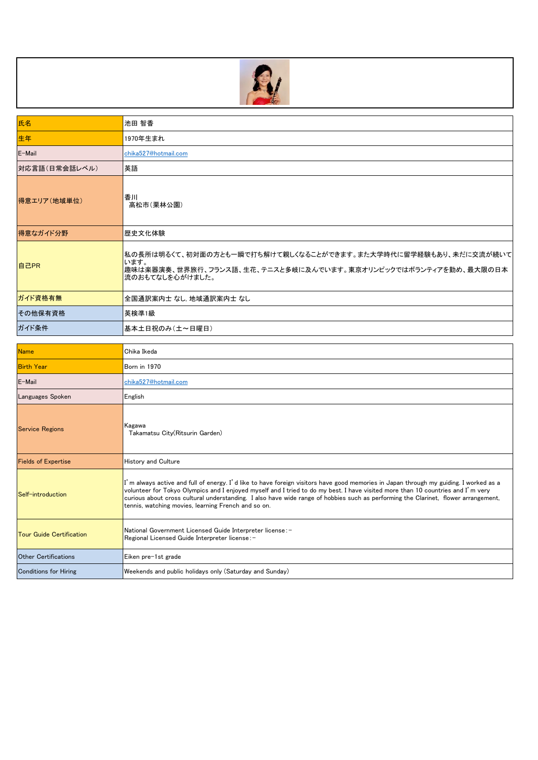| 氏名 | 池田 智香 |
| --- | --- |
| 生年 | 1970年生まれ |
| E-Mail | chika527@hotmail.com |
| 対応言語（日常会話レベル） | 英語 |
| 得意エリア（地域単位） | 香川<br>　高松市（栗林公園） |
| 得意なガイド分野 | 歴史文化体験 |
| 自己PR | 私の長所は明るくて、初対面の方とも一瞬で打ち解けて親しくなることができます。また大学時代に留学経験もあり、未だに交流が続いています。<br>趣味は楽器演奏、世界旅行、フランス語、生花、テニスと多岐に及んでいます。東京オリンピックではボランティアを勤め、最大限の日本流のおもてなしを心がけました。 |
| ガイド資格有無 | 全国通訳案内士 なし, 地域通訳案内士 なし |
| その他保有資格 | 英検準1級 |
| ガイド条件 | 基本土日祝のみ（土～日曜日） |

| Name | Chika Ikeda |
| --- | --- |
| Birth Year | Born in 1970 |
| E-Mail | chika527@hotmail.com |
| Languages Spoken | English |
| Service Regions | Kagawa<br>　Takamatsu City(Ritsurin Garden) |
| Fields of Expertise | History and Culture |
| Self-introduction | I'm always active and full of energy. I'd like to have foreign visitors have good memories in Japan through my guiding. I worked as a volunteer for Tokyo Olympics and I enjoyed myself and I tried to do my best. I have visited more than 10 countries and I'm very curious about cross cultural understanding. I also have wide range of hobbies such as performing the Clarinet, flower arrangement, tennis, watching movies, learning French and so on. |
| Tour Guide Certification | National Government Licensed Guide Interpreter license:－<br>Regional Licensed Guide Interpreter license:－ |
| Other Certifications | Eiken pre-1st grade |
| Conditions for Hiring | Weekends and public holidays only (Saturday and Sunday) |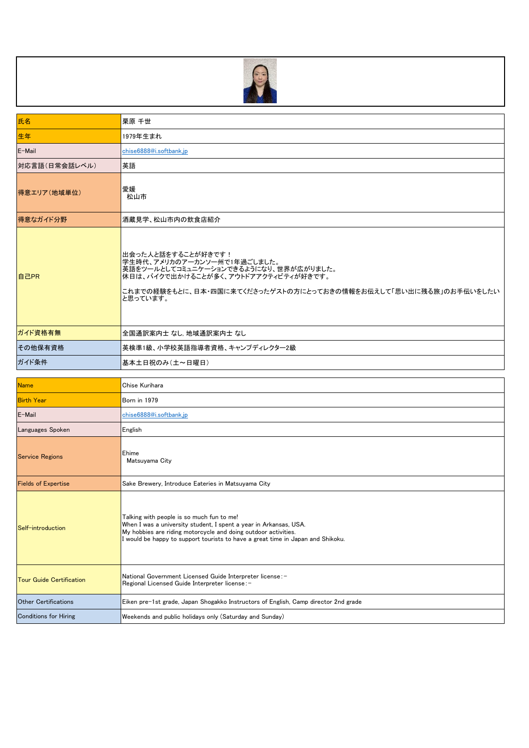| 氏名 | 栗原 千世 |
|---|---|
| 生年 | 1979年生まれ |
| E-Mail | chise6888@i.softbank.jp |
| 対応言語（日常会話レベル） | 英語 |
| 得意エリア（地域単位） | 愛媛<br>松山市 |
| 得意なガイド分野 | 酒蔵見学、松山市内の飲食店紹介 |
| 自己PR | 出会った人と話をすることが好きです！<br>学生時代、アメリカのアーカンソー州で1年過ごしました。<br>英語をツールとしてコミュニケーションできるようになり、世界が広がりました。<br>休日は、バイクで出かけることが多く、アウトドアアクティビティが好きです。<br><br>これまでの経験をもとに、日本・四国に来てくださったゲストの方にとっておきの情報をお伝えして「思い出に残る旅」のお手伝いをしたいと思っています。 |
| ガイド資格有無 | 全国通訳案内士 なし, 地域通訳案内士 なし |
| その他保有資格 | 英検準1級、小学校英語指導者資格、キャンプディレクター2級 |
| ガイド条件 | 基本土日祝のみ（土～日曜日） |

| Name | Chise Kurihara |
|---|---|
| Birth Year | Born in 1979 |
| E-Mail | chise6888@i.softbank.jp |
| Languages Spoken | English |
| Service Regions | Ehime<br>Matsuyama City |
| Fields of Expertise | Sake Brewery, Introduce Eateries in Matsuyama City |
| Self-introduction | Talking with people is so much fun to me!<br>When I was a university student, I spent a year in Arkansas, USA.<br>My hobbies are riding motorcycle and doing outdoor activities.<br>I would be happy to support tourists to have a great time in Japan and Shikoku. |
| Tour Guide Certification | National Government Licensed Guide Interpreter license：－<br>Regional Licensed Guide Interpreter license：－ |
| Other Certifications | Eiken pre-1st grade, Japan Shogakko Instructors of English, Camp director 2nd grade |
| Conditions for Hiring | Weekends and public holidays only (Saturday and Sunday) |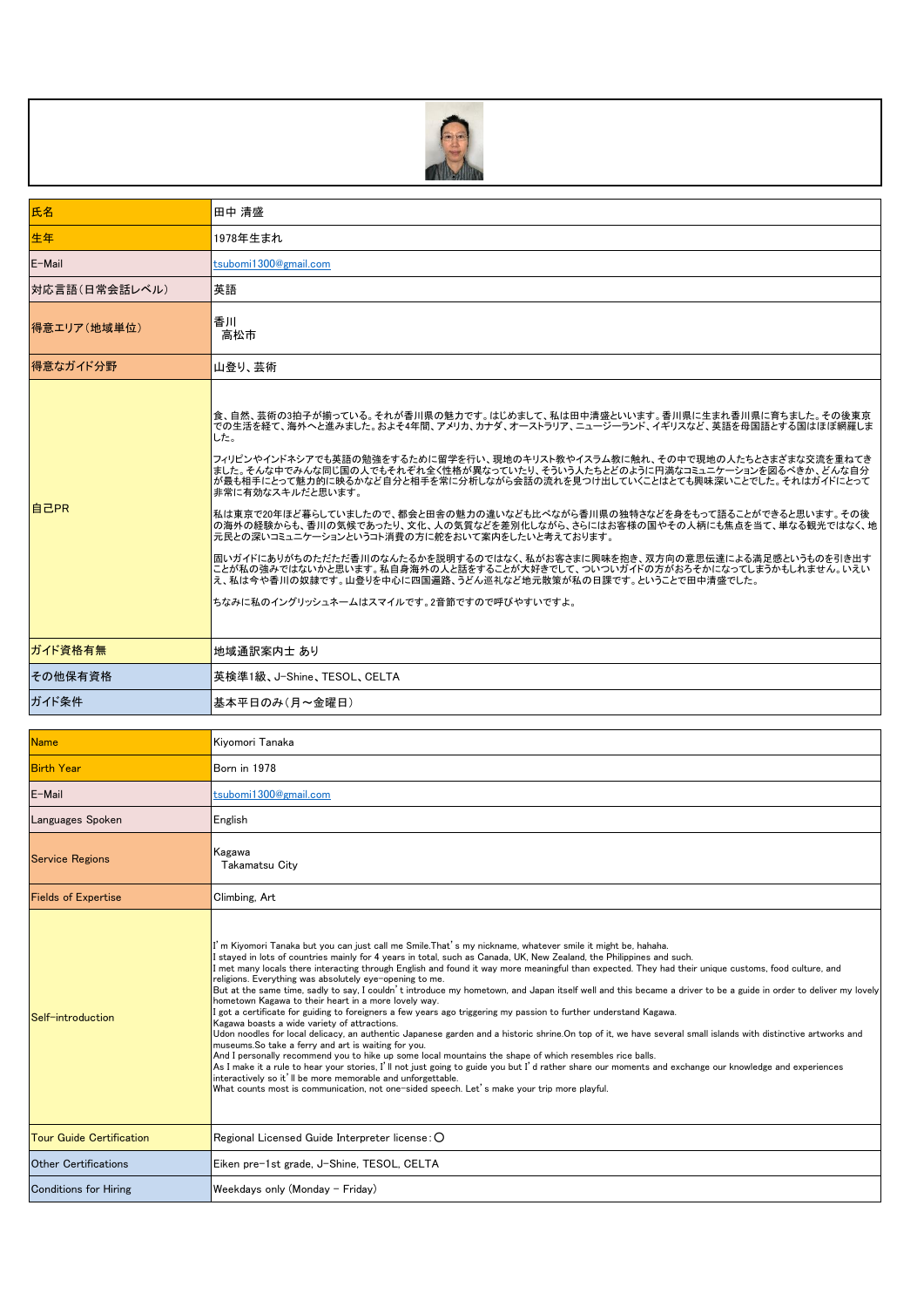| 氏名 | 田中 清盛 |
|---|---|
| 生年 | 1978年生まれ |
| E-Mail | tsubomi1300@gmail.com |
| 対応言語(日常会話レベル) | 英語 |
| 得意エリア(地域単位) | 香川<br>高松市 |
| 得意なガイド分野 | 山登り、芸術 |
| 自己PR | 食、自然、芸術の3拍子が揃っている。それが香川県の魅力です。はじめまして、私は田中清盛といいます。香川県に生まれ香川県に育ちました。その後東京での生活を経て、海外へと進みました。およそ4年間、アメリカ、カナダ、オーストラリア、ニュージーランド、イギリスなど、英語を母国語とする国はほぼ網羅しました。<br><br>フィリピンやインドネシアでも英語の勉強をするために留学を行い、現地のキリスト教やイスラム教に触れ、その中で現地の人たちとさまざまな交流を重ねてきました。そんな中でみんな同じ国の人でもそれぞれ全く性格が異なっていたり、そういう人たちとどのように円満なコミュニケーションを図るべきか、どんな自分が最も相手にとって魅力的に映るかなど自分と相手を常に分析しながら会話の流れを見つけ出していくことはとても興味深いことでした。それはガイドにとって非常に有効なスキルだと思います。<br><br>私は東京で20年ほど暮らしていましたので、都会と田舎の魅力の違いなども比べながら香川県の独特さなどを身をもって語ることができると思います。その後の海外の経験からも、香川の気候であったり、文化、人の気質などを差別化しながら、さらにはお客様の国やその人柄にも焦点を当て、単なる観光ではなく、地元民との深いコミュニケーションというコト消費の方に舵をおいて案内をしたいと考えております。<br><br>固いガイドにありがちのただただ香川のなんたるかを説明するのではなく、私がお客さまに興味を抱き、双方向の意思伝達による満足感というものを引き出すことが私の強みではないかと思います。私自身海外の人と話をすることが大好きでして、ついついガイドの方がおろそかになってしまうかもしれません。いえいえ、私は今や香川の奴隷です。山登りを中心に四国遍路、うどん巡礼など地元散策が私の日課です。ということで田中清盛でした。<br><br>ちなみに私のイングリッシュネームはスマイルです。2音節ですので呼びやすいですよ。 |
| ガイド資格有無 | 地域通訳案内士 あり |
| その他保有資格 | 英検準1級、J-Shine、TESOL、CELTA |
| ガイド条件 | 基本平日のみ(月～金曜日) |

| Name | Kiyomori Tanaka |
|---|---|
| Birth Year | Born in 1978 |
| E-Mail | tsubomi1300@gmail.com |
| Languages Spoken | English |
| Service Regions | Kagawa<br>Takamatsu City |
| Fields of Expertise | Climbing, Art |
| Self-introduction | I'm Kiyomori Tanaka but you can just call me Smile.That's my nickname, whatever smile it might be, hahaha.<br>I stayed in lots of countries mainly for 4 years in total, such as Canada, UK, New Zealand, the Philippines and such.<br>I met many locals there interacting through English and found it way more meaningful than expected. They had their unique customs, food culture, and religions. Everything was absolutely eye-opening to me.<br>But at the same time, sadly to say, I couldn't introduce my hometown, and Japan itself well and this became a driver to be a guide in order to deliver my lovely hometown Kagawa to their heart in a more lovely way.<br>I got a certificate for guiding to foreigners a few years ago triggering my passion to further understand Kagawa.<br>Kagawa boasts a wide variety of attractions.<br>Udon noodles for local delicacy, an authentic Japanese garden and a historic shrine.On top of it, we have several small islands with distinctive artworks and museums.So take a ferry and art is waiting for you.<br>And I personally recommend you to hike up some local mountains the shape of which resembles rice balls.<br>As I make it a rule to hear your stories, I'll not just going to guide you but I'd rather share our moments and exchange our knowledge and experiences interactively so it'll be more memorable and unforgettable.<br>What counts most is communication, not one-sided speech. Let's make your trip more playful. |
| Tour Guide Certification | Regional Licensed Guide Interpreter license : ○ |
| Other Certifications | Eiken pre-1st grade, J-Shine, TESOL, CELTA |
| Conditions for Hiring | Weekdays only (Monday - Friday) |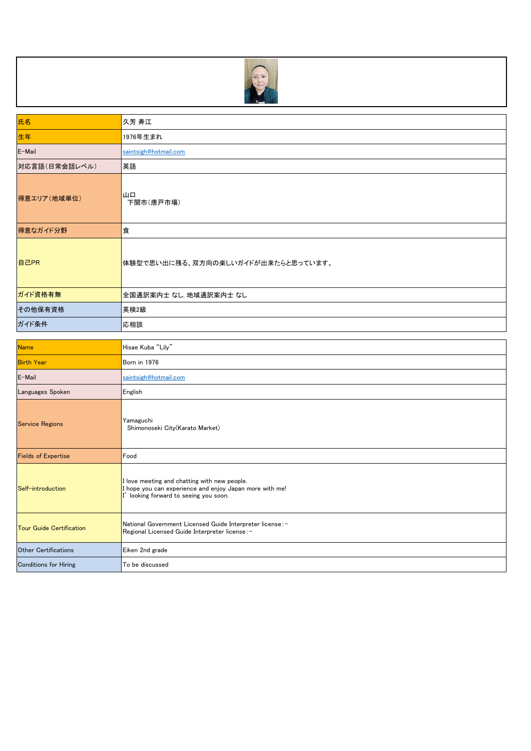| 氏名 | 久芳 寿江 |
| --- | --- |
| 生年 | 1976年生まれ |
| E-Mail | saintsigh@hotmail.com |
| 対応言語（日常会話レベル） | 英語 |
| 得意エリア（地域単位） | 山口<br>下関市（唐戸市場） |
| 得意なガイド分野 | 食 |
| 自己PR | 体験型で思い出に残る、双方向の楽しいガイドが出来たらと思っています。 |
| ガイド資格有無 | 全国通訳案内士 なし, 地域通訳案内士 なし |
| その他保有資格 | 英検2級 |
| ガイド条件 | 応相談 |

| Name | Hisae Kuba “Lily” |
| --- | --- |
| Birth Year | Born in 1976 |
| E-Mail | saintsigh@hotmail.com |
| Languages Spoken | English |
| Service Regions | Yamaguchi<br>Shimonoseki City(Karato Market) |
| Fields of Expertise | Food |
| Self-introduction | I love meeting and chatting with new people.<br>I hope you can experience and enjoy Japan more with me!<br>I’ looking forward to seeing you soon. |
| Tour Guide Certification | National Government Licensed Guide Interpreter license:－<br>Regional Licensed Guide Interpreter license:－ |
| Other Certifications | Eiken 2nd grade |
| Conditions for Hiring | To be discussed |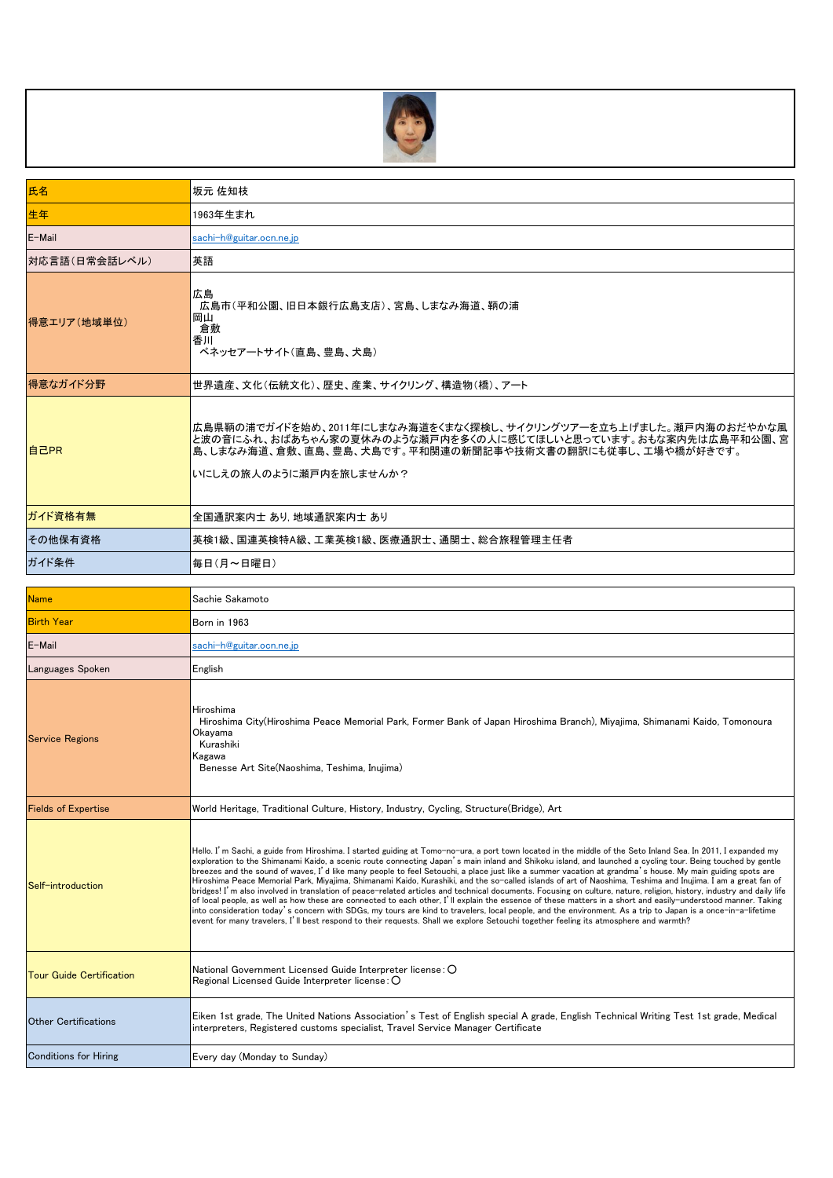| 氏名 | 坂元 佐知枝 |
| --- | --- |
| 生年 | 1963年生まれ |
| E-Mail | sachi-h@guitar.ocn.ne.jp |
| 対応言語(日常会話レベル) | 英語 |
| 得意エリア(地域単位) | 広島<br>広島市(平和公園、旧日本銀行広島支店)、宮島、しまなみ海道、鞆の浦<br>岡山<br>倉敷<br>香川<br>ベネッセアートサイト(直島、豊島、犬島) |
| 得意なガイド分野 | 世界遺産、文化(伝統文化)、歴史、産業、サイクリング、構造物(橋)、アート |
| 自己PR | 広島県鞆の浦でガイドを始め、2011年にしまなみ海道をくまなく探検し、サイクリングツアーを立ち上げました。瀬戸内海のおだやかな風と波の音にふれ、おばあちゃん家の夏休みのような瀬戸内を多くの人に感じてほしいと思っています。おもな案内先は広島平和公園、宮島、しまなみ海道、倉敷、直島、豊島、犬島です。平和関連の新聞記事や技術文書の翻訳にも従事し、工場や橋が好きです。<br><br>いにしえの旅人のように瀬戸内を旅しませんか? |
| ガイド資格有無 | 全国通訳案内士 あり, 地域通訳案内士 あり |
| その他保有資格 | 英検1級、国連英検特A級、工業英検1級、医療通訳士、通関士、総合旅程管理主任者 |
| ガイド条件 | 毎日(月～日曜日) |

| Name | Sachie Sakamoto |
| --- | --- |
| Birth Year | Born in 1963 |
| E-Mail | sachi-h@guitar.ocn.ne.jp |
| Languages Spoken | English |
| Service Regions | Hiroshima<br>Hiroshima City(Hiroshima Peace Memorial Park, Former Bank of Japan Hiroshima Branch), Miyajima, Shimanami Kaido, Tomonoura<br>Okayama<br>Kurashiki<br>Kagawa<br>Benesse Art Site(Naoshima, Teshima, Inujima) |
| Fields of Expertise | World Heritage, Traditional Culture, History, Industry, Cycling, Structure(Bridge), Art |
| Self-introduction | Hello. I'm Sachi, a guide from Hiroshima. I started guiding at Tomo-no-ura, a port town located in the middle of the Seto Inland Sea. In 2011, I expanded my exploration to the Shimanami Kaido, a scenic route connecting Japan's main inland and Shikoku island, and launched a cycling tour. Being touched by gentle breezes and the sound of waves, I'd like many people to feel Setouchi, a place just like a summer vacation at grandma's house. My main guiding spots are Hiroshima Peace Memorial Park, Miyajima, Shimanami Kaido, Kurashiki, and the so-called islands of art of Naoshima, Teshima and Inujima. I am a great fan of bridges! I'm also involved in translation of peace-related articles and technical documents. Focusing on culture, nature, religion, history, industry and daily life of local people, as well as how these are connected to each other, I'll explain the essence of these matters in a short and easily-understood manner. Taking into consideration today's concern with SDGs, my tours are kind to travelers, local people, and the environment. As a trip to Japan is a once-in-a-lifetime event for many travelers, I'll best respond to their requests. Shall we explore Setouchi together feeling its atmosphere and warmth? |
| Tour Guide Certification | National Government Licensed Guide Interpreter license : ○<br>Regional Licensed Guide Interpreter license : ○ |
| Other Certifications | Eiken 1st grade, The United Nations Association's Test of English special A grade, English Technical Writing Test 1st grade, Medical interpreters, Registered customs specialist, Travel Service Manager Certificate |
| Conditions for Hiring | Every day (Monday to Sunday) |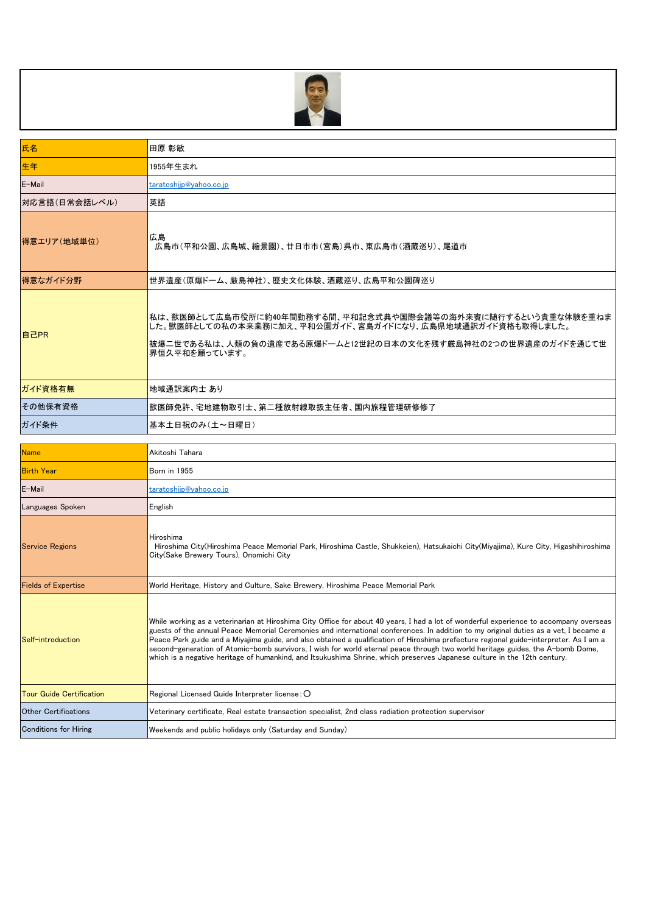| 氏名 | 田原 彰敏 |
| --- | --- |
| 生年 | 1955年生まれ |
| E-Mail | taratoshijp@yahoo.co.jp |
| 対応言語（日常会話レベル） | 英語 |
| 得意エリア（地域単位） | 広島<br>広島市（平和公園、広島城、縮景園）、廿日市市（宮島）呉市、東広島市（酒蔵巡り）、尾道市 |
| 得意なガイド分野 | 世界遺産（原爆ドーム、厳島神社）、歴史文化体験、酒蔵巡り、広島平和公園碑巡り |
| 自己PR | 私は、獣医師として広島市役所に約40年間勤務する間、平和記念式典や国際会議等の海外来賓に随行するという貴重な体験を重ねました。獣医師としての私の本来業務に加え、平和公園ガイド、宮島ガイドになり、広島県地域通訳ガイド資格も取得しました。<br>被爆二世である私は、人類の負の遺産である原爆ドームと12世紀の日本の文化を残す厳島神社の2つの世界遺産のガイドを通じて世界恒久平和を願っています。 |
| ガイド資格有無 | 地域通訳案内士 あり |
| その他保有資格 | 獣医師免許、宅地建物取引士、第二種放射線取扱主任者、国内旅程管理研修修了 |
| ガイド条件 | 基本土日祝のみ（土～日曜日） |

| Name | Akitoshi Tahara |
| --- | --- |
| Birth Year | Born in 1955 |
| E-Mail | taratoshijp@yahoo.co.jp |
| Languages Spoken | English |
| Service Regions | Hiroshima<br>Hiroshima City(Hiroshima Peace Memorial Park, Hiroshima Castle, Shukkeien), Hatsukaichi City(Miyajima), Kure City, Higashihiroshima City(Sake Brewery Tours), Onomichi City |
| Fields of Expertise | World Heritage, History and Culture, Sake Brewery, Hiroshima Peace Memorial Park |
| Self-introduction | While working as a veterinarian at Hiroshima City Office for about 40 years, I had a lot of wonderful experience to accompany overseas guests of the annual Peace Memorial Ceremonies and international conferences. In addition to my original duties as a vet, I became a Peace Park guide and a Miyajima guide, and also obtained a qualification of Hiroshima prefecture regional guide-interpreter. As I am a second-generation of Atomic-bomb survivors, I wish for world eternal peace through two world heritage guides, the A-bomb Dome, which is a negative heritage of humankind, and Itsukushima Shrine, which preserves Japanese culture in the 12th century. |
| Tour Guide Certification | Regional Licensed Guide Interpreter license：○ |
| Other Certifications | Veterinary certificate, Real estate transaction specialist, 2nd class radiation protection supervisor |
| Conditions for Hiring | Weekends and public holidays only (Saturday and Sunday) |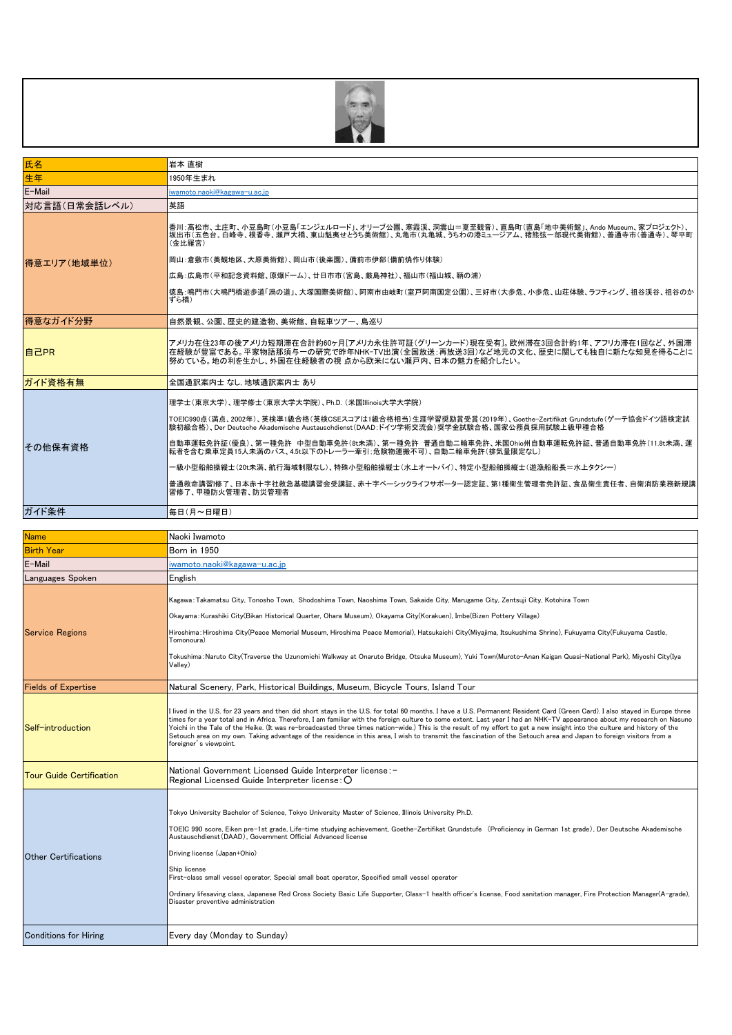| 氏名 | 岩本 直樹 |
| --- | --- |
| 生年 | 1950年生まれ |
| E-Mail | iwamoto.naoki@kagawa-u.ac.jp |
| 対応言語(日常会話レベル) | 英語 |
| 得意エリア(地域単位) | 香川:高松市、土庄町、小豆島町(小豆島「エンジェルロード」、オリーブ公園、寒霞渓、洞雲山=夏至観音)、直島町(直島「地中美術館」、Ando Museum、家プロジェクト)、坂出市(五色台、白峰寺、根香寺、瀬戸大橋、東山魁夷せとうち美術館)、丸亀市(丸亀城、うちわの港ミュージアム、猪熊弦一郎現代美術館)、善通寺市(善通寺)、琴平町(金比羅宮)<br><br>岡山:倉敷市(美観地区、大原美術館)、岡山市(後楽園)、備前市伊部(備前焼作り体験)<br><br>広島:広島市(平和記念資料館、原爆ドーム)、廿日市市(宮島、厳島神社)、福山市(福山城、鞆の浦)<br><br>徳島:鳴門市(大鳴門橋遊歩道「渦の道」、大塚国際美術館)、阿南市由岐町(室戸阿南国定公園)、三好市(大歩危、小歩危、山荘体験、ラフティング、祖谷渓谷、祖谷のかずら橋) |
| 得意なガイド分野 | 自然景観、公園、歴史的建造物、美術館、自転車ツアー、島巡り |
| 自己PR | アメリカ在住23年の後アメリカ短期滞在合計約60ヶ月[アメリカ永住許可証(グリーンカード)現在受有]。欧州滞在3回合計約1年、アフリカ滞在1回など、外国滞在経験が豊富である。平家物語那須与一の研究で昨年NHK-TV出演(全国放送:再放送3回)など地元の文化、歴史に関しても独自に新たな知見を得ることに努めている。地の利を生かし、外国在住経験者の視 点から欧米にない瀬戸内、日本の魅力を紹介したい。 |
| ガイド資格有無 | 全国通訳案内士 なし, 地域通訳案内士 あり |
| その他保有資格 | 理学士(東京大学)、理学修士(東京大学大学院)、Ph.D. (米国Illinois大学大学院)<br><br>TOEIC990点(満点、2002年)、英検準1級合格(英検CSEスコアは1級合格相当)生涯学習奨励賞受賞(2019年)、Goethe-Zertifikat Grundstufe(ゲーテ協会ドイツ語検定試験初級合格)、Der Deutsche Akademische Austauschdienst(DAAD:ドイツ学術交流会)奨学金試験合格、国家公務員採用試験上級甲種合格<br><br>自動車運転免許証(優良)、第一種免許 中型自動車免許(8t未満)、第一種免許 普通自動二輪車免許、米国Ohio州自動車運転免許証、普通自動車免許(11.8t未満、運転者を含む乗車定員15人未満のバス、4.5t以下のトレーラー牽引:危険物運搬不可)、自動二輪車免許(排気量限定なし)<br><br>一級小型船舶操縦士(20t未満、航行海域制限なし)、特殊小型船舶操縦士(水上オートバイ)、特定小型船舶操縦士(遊漁船船長=水上タクシー)<br><br>普通救命講習I修了、日本赤十字社救急基礎講習会受講証、赤十字ベーシックライフサポーター認定証、第1種衛生管理者免許証、食品衛生責任者、自衛消防業務新規講習修了、甲種防火管理者、防災管理者 |
| ガイド条件 | 毎日(月～日曜日) |

| Name | Naoki Iwamoto |
| --- | --- |
| Birth Year | Born in 1950 |
| E-Mail | iwamoto.naoki@kagawa-u.ac.jp |
| Languages Spoken | English |
| Service Regions | Kagawa: Takamatsu City, Tonosho Town, Shodoshima Town, Naoshima Town, Sakaide City, Marugame City, Zentsuji City, Kotohira Town<br><br>Okayama: Kurashiki City(Bikan Historical Quarter, Ohara Museum), Okayama City(Korakuen), Imbe(Bizen Pottery Village)<br><br>Hiroshima: Hiroshima City(Peace Memorial Museum, Hiroshima Peace Memorial), Hatsukaichi City(Miyajima, Itsukushima Shrine), Fukuyama City(Fukuyama Castle, Tomonoura)<br><br>Tokushima: Naruto City(Traverse the Uzunomichi Walkway at Onaruto Bridge, Otsuka Museum), Yuki Town(Muroto-Anan Kaigan Quasi-National Park), Miyoshi City(Iya Valley) |
| Fields of Expertise | Natural Scenery, Park, Historical Buildings, Museum, Bicycle Tours, Island Tour |
| Self-introduction | I lived in the U.S. for 23 years and then did short stays in the U.S. for total 60 months. I have a U.S. Permanent Resident Card (Green Card). I also stayed in Europe three times for a year total and in Africa. Therefore, I am familiar with the foreign culture to some extent. Last year I had an NHK-TV appearance about my research on Nasuno Yoichi in the Tale of the Heike. (It was re-broadcasted three times nation-wide.) This is the result of my effort to get a new insight into the culture and history of the Setouch area on my own. Taking advantage of the residence in this area, I wish to transmit the fascination of the Setouch area and Japan to foreign visitors from a foreigner's viewpoint. |
| Tour Guide Certification | National Government Licensed Guide Interpreter license:－<br>Regional Licensed Guide Interpreter license:○ |
| Other Certifications | Tokyo University Bachelor of Science, Tokyo University Master of Science, Illinois University Ph.D.<br><br>TOEIC 990 score, Eiken pre-1st grade, Life-time studying achievement, Goethe-Zertifikat Grundstufe (Proficiency in German 1st grade), Der Deutsche Akademische Austauschdienst(DAAD), Government Official Advanced license<br><br>Driving license (Japan+Ohio)<br><br>Ship license<br>First-class small vessel operator, Special small boat operator, Specified small vessel operator<br><br>Ordinary lifesaving class, Japanese Red Cross Society Basic Life Supporter, Class-1 health officer's license, Food sanitation manager, Fire Protection Manager(A-grade), Disaster preventive administration |
| Conditions for Hiring | Every day (Monday to Sunday) |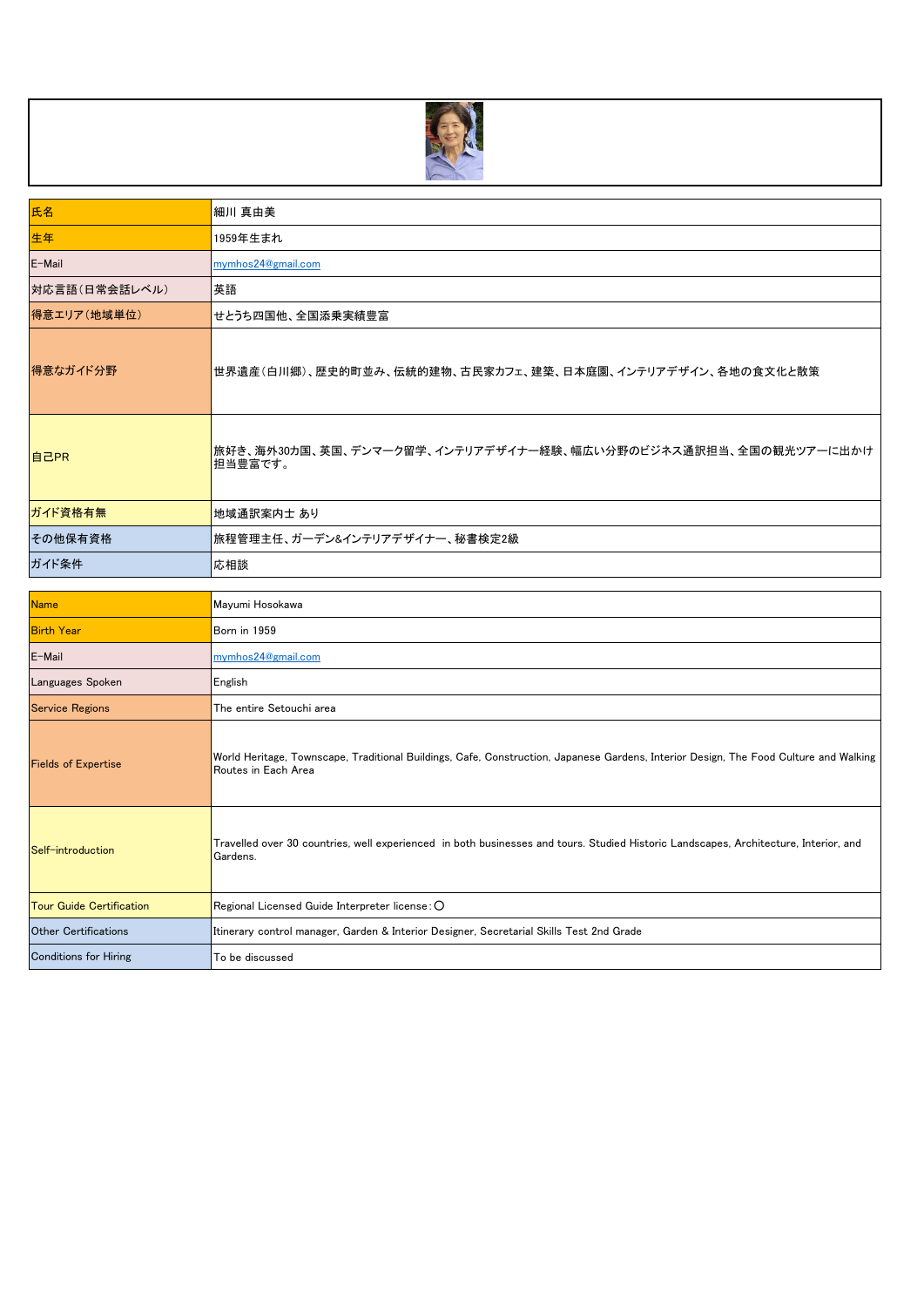| 氏名 | 細川 真由美 |
|---|---|
| 生年 | 1959年生まれ |
| E-Mail | mymhos24@gmail.com |
| 対応言語（日常会話レベル） | 英語 |
| 得意エリア（地域単位） | せとうち四国他、全国添乗実績豊富 |
| 得意なガイド分野 | 世界遺産（白川郷）、歴史的町並み、伝統的建物、古民家カフェ、建築、日本庭園、インテリアデザイン、各地の食文化と散策 |
| 自己PR | 旅好き、海外30カ国、英国、デンマーク留学、インテリアデザイナー経験、幅広い分野のビジネス通訳担当、全国の観光ツアーに出かけ担当豊富です。 |
| ガイド資格有無 | 地域通訳案内士 あり |
| その他保有資格 | 旅程管理主任、ガーデン&インテリアデザイナー、秘書検定2級 |
| ガイド条件 | 応相談 |

| Name | Mayumi Hosokawa |
|---|---|
| Birth Year | Born in 1959 |
| E-Mail | mymhos24@gmail.com |
| Languages Spoken | English |
| Service Regions | The entire Setouchi area |
| Fields of Expertise | World Heritage, Townscape, Traditional Buildings, Cafe, Construction, Japanese Gardens, Interior Design, The Food Culture and Walking Routes in Each Area |
| Self-introduction | Travelled over 30 countries, well experienced in both businesses and tours. Studied Historic Landscapes, Architecture, Interior, and Gardens. |
| Tour Guide Certification | Regional Licensed Guide Interpreter license：〇 |
| Other Certifications | Itinerary control manager, Garden & Interior Designer, Secretarial Skills Test 2nd Grade |
| Conditions for Hiring | To be discussed |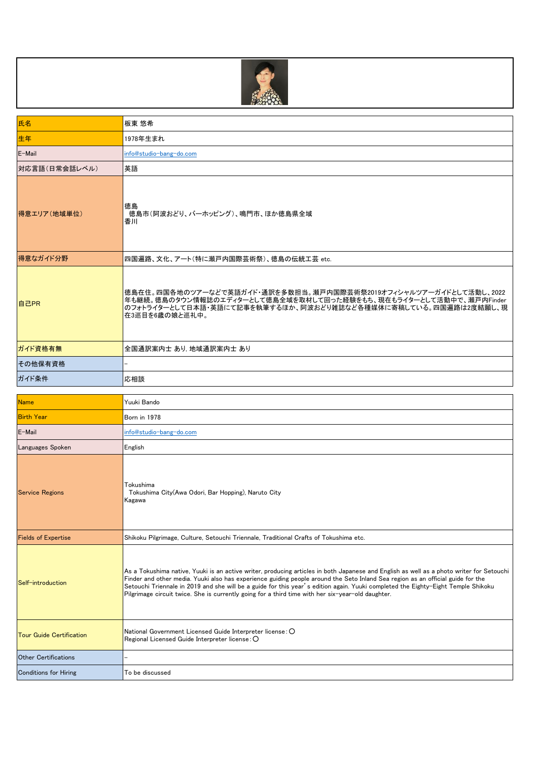| 氏名 | 板東 悠希 |
| --- | --- |
| 生年 | 1978年生まれ |
| E-Mail | info@studio-bang-do.com |
| 対応言語（日常会話レベル） | 英語 |
| 得意エリア（地域単位） | 徳島<br>徳島市（阿波おどり、バーホッピング）、鳴門市、ほか徳島県全域<br>香川 |
| 得意なガイド分野 | 四国遍路、文化、アート（特に瀬戸内国際芸術祭）、徳島の伝統工芸 etc. |
| 自己PR | 徳島在住。四国各地のツアーなどで英語ガイド・通訳を多数担当。瀬戸内国際芸術祭2019オフィシャルツアーガイドとして活動し、2022年も継続。徳島のタウン情報誌のエディターとして徳島全域を取材して回った経験をもち、現在もライターとして活動中で、瀬戸内Finderのフォトライターとして日本語・英語にて記事を執筆するほか、阿波おどり雑誌など各種媒体に寄稿している。四国遍路は2度結願し、現在3巡目を6歳の娘と巡礼中。 |
| ガイド資格有無 | 全国通訳案内士 あり, 地域通訳案内士 あり |
| その他保有資格 | – |
| ガイド条件 | 応相談 |

| Name | Yuuki Bando |
| --- | --- |
| Birth Year | Born in 1978 |
| E-Mail | info@studio-bang-do.com |
| Languages Spoken | English |
| Service Regions | Tokushima<br>Tokushima City(Awa Odori, Bar Hopping), Naruto City<br>Kagawa |
| Fields of Expertise | Shikoku Pilgrimage, Culture, Setouchi Triennale, Traditional Crafts of Tokushima etc. |
| Self-introduction | As a Tokushima native, Yuuki is an active writer, producing articles in both Japanese and English as well as a photo writer for Setouchi Finder and other media. Yuuki also has experience guiding people around the Seto Inland Sea region as an official guide for the Setouchi Triennale in 2019 and she will be a guide for this year's edition again. Yuuki completed the Eighty-Eight Temple Shikoku Pilgrimage circuit twice. She is currently going for a third time with her six-year-old daughter. |
| Tour Guide Certification | National Government Licensed Guide Interpreter license：○<br>Regional Licensed Guide Interpreter license：○ |
| Other Certifications | – |
| Conditions for Hiring | To be discussed |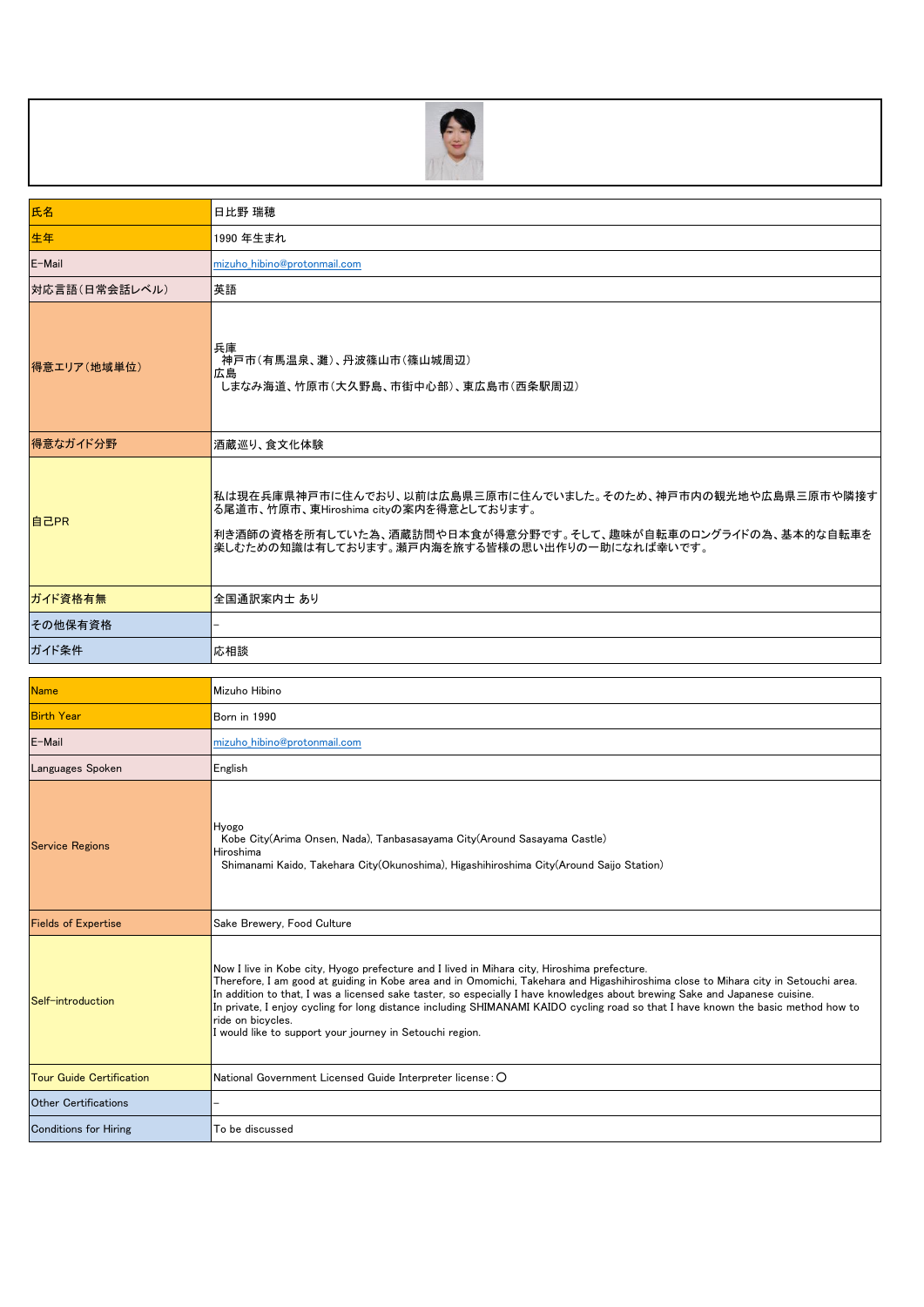| 氏名 | 日比野 瑞穂 |
| --- | --- |
| 生年 | 1990 年生まれ |
| E-Mail | mizuho_hibino@protonmail.com |
| 対応言語(日常会話レベル) | 英語 |
| 得意エリア(地域単位) | 兵庫<br>神戸市(有馬温泉、灘)、丹波篠山市(篠山城周辺)<br>広島<br>しまなみ海道、竹原市(大久野島、市街中心部)、東広島市(西条駅周辺) |
| 得意なガイド分野 | 酒蔵巡り、食文化体験 |
| 自己PR | 私は現在兵庫県神戸市に住んでおり、以前は広島県三原市に住んでいました。そのため、神戸市内の観光地や広島県三原市や隣接する尾道市、竹原市、東Hiroshima cityの案内を得意としております。<br>利き酒師の資格を所有していた為、酒蔵訪問や日本食が得意分野です。そして、趣味が自転車のロングライドの為、基本的な自転車を楽しむための知識は有しております。瀬戸内海を旅する皆様の思い出作りの一助になれば幸いです。 |
| ガイド資格有無 | 全国通訳案内士 あり |
| その他保有資格 | – |
| ガイド条件 | 応相談 |

| Name | Mizuho Hibino |
| --- | --- |
| Birth Year | Born in 1990 |
| E-Mail | mizuho_hibino@protonmail.com |
| Languages Spoken | English |
| Service Regions | Hyogo<br>Kobe City(Arima Onsen, Nada), Tanbasasayama City(Around Sasayama Castle)<br>Hiroshima<br>Shimanami Kaido, Takehara City(Okunoshima), Higashihiroshima City(Around Saijo Station) |
| Fields of Expertise | Sake Brewery, Food Culture |
| Self-introduction | Now I live in Kobe city, Hyogo prefecture and I lived in Mihara city, Hiroshima prefecture.<br>Therefore, I am good at guiding in Kobe area and in Omomichi, Takehara and Higashihiroshima close to Mihara city in Setouchi area.<br>In addition to that, I was a licensed sake taster, so especially I have knowledges about brewing Sake and Japanese cuisine.<br>In private, I enjoy cycling for long distance including SHIMANAMI KAIDO cycling road so that I have known the basic method how to ride on bicycles.<br>I would like to support your journey in Setouchi region. |
| Tour Guide Certification | National Government Licensed Guide Interpreter license：〇 |
| Other Certifications | – |
| Conditions for Hiring | To be discussed |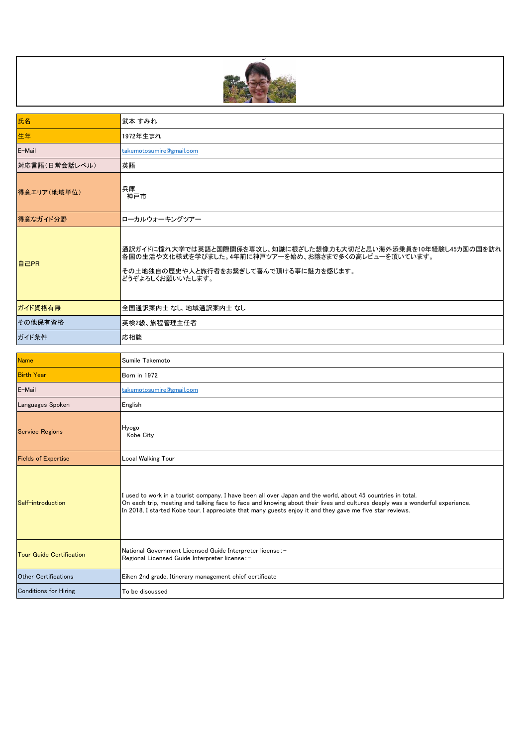| | |
|---|---|
| 氏名 | 武本 すみれ |
| 生年 | 1972年生まれ |
| E-Mail | takemotosumire@gmail.com |
| 対応言語(日常会話レベル) | 英語 |
| 得意エリア(地域単位) | 兵庫<br>神戸市 |
| 得意なガイド分野 | ローカルウォーキングツアー |
| 自己PR | 通訳ガイドに憧れ大学では英語と国際関係を専攻し、知識に根ざした想像力も大切だと思い海外添乗員を10年経験し45カ国の国を訪れ各国の生活や文化様式を学びました。4年前に神戸ツアーを始め、お陰さまで多くの高レビューを頂いています。<br><br>その土地独自の歴史や人と旅行者をお繋ぎして喜んで頂ける事に魅力を感じます。<br>どうぞよろしくお願いいたします。 |
| ガイド資格有無 | 全国通訳案内士 なし, 地域通訳案内士 なし |
| その他保有資格 | 英検2級、旅程管理主任者 |
| ガイド条件 | 応相談 |

| | |
|---|---|
| Name | Sumile Takemoto |
| Birth Year | Born in 1972 |
| E-Mail | takemotosumire@gmail.com |
| Languages Spoken | English |
| Service Regions | Hyogo<br>Kobe City |
| Fields of Expertise | Local Walking Tour |
| Self-introduction | I used to work in a tourist company. I have been all over Japan and the world, about 45 countries in total.<br>On each trip, meeting and talking face to face and knowing about their lives and cultures deeply was a wonderful experience.<br>In 2018, I started Kobe tour. I appreciate that many guests enjoy it and they gave me five star reviews. |
| Tour Guide Certification | National Government Licensed Guide Interpreter license:－<br>Regional Licensed Guide Interpreter license:－ |
| Other Certifications | Eiken 2nd grade, Itinerary management chief certificate |
| Conditions for Hiring | To be discussed |